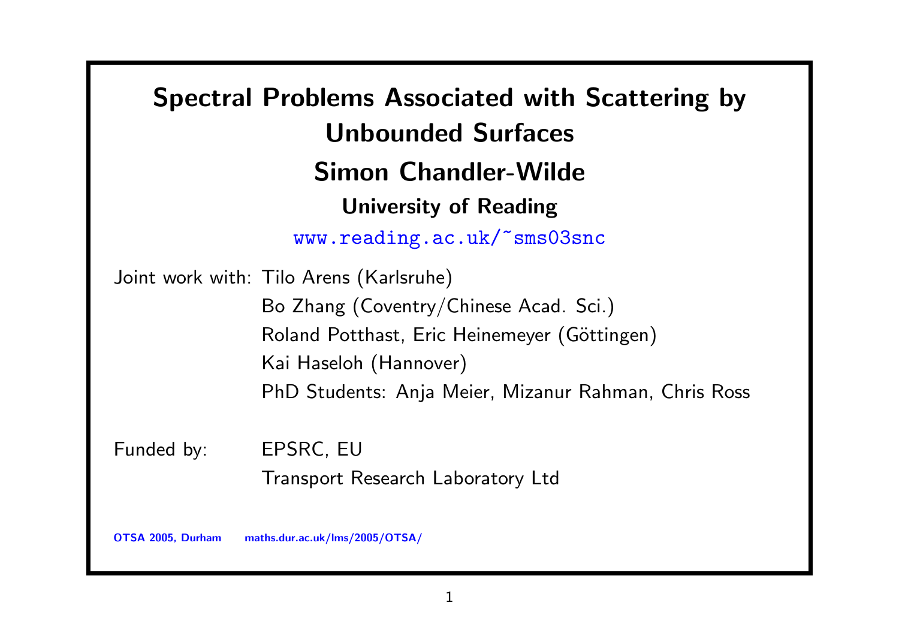# Spectral Problems Associated with Scattering by Unbounded Surfaces

## Simon Chandler-Wilde

### University of Reading

www.reading.ac.uk/~sms03snc

Joint work with: Tilo Arens (Karlsruhe)
Bo Zhang (Coventry/Chinese Acad. Sci.)
Roland Potthast, Eric Heinemeyer (Göttingen)
Kai Haseloh (Hannover)
PhD Students: Anja Meier, Mizanur Rahman, Chris Ross

Funded by: EPSRC, EU
Transport Research Laboratory Ltd

OTSA 2005, Durham maths.dur.ac.uk/lms/2005/OTSA/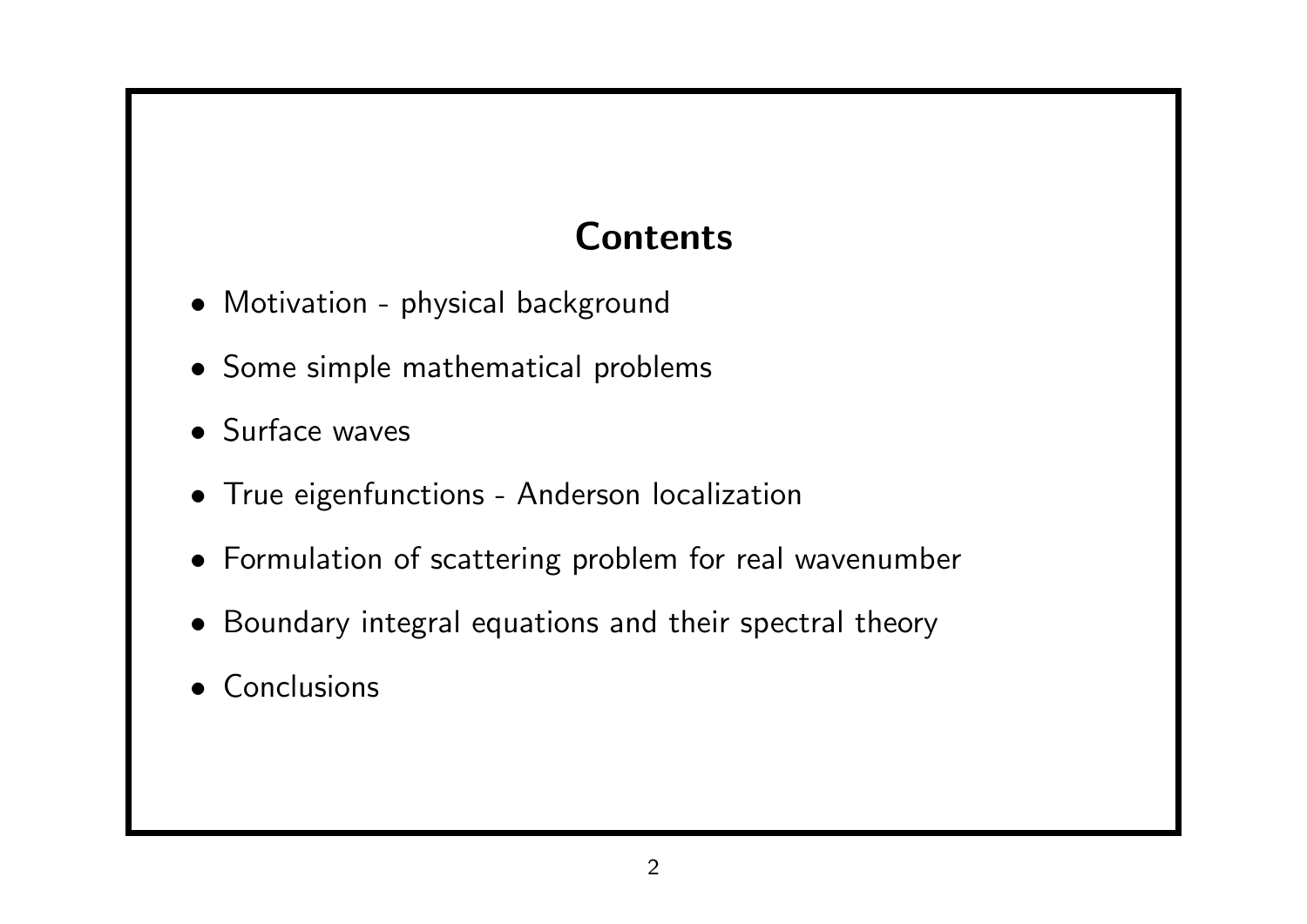# Contents

- Motivation - physical background
- Some simple mathematical problems
- Surface waves
- True eigenfunctions - Anderson localization
- Formulation of scattering problem for real wavenumber
- Boundary integral equations and their spectral theory
- Conclusions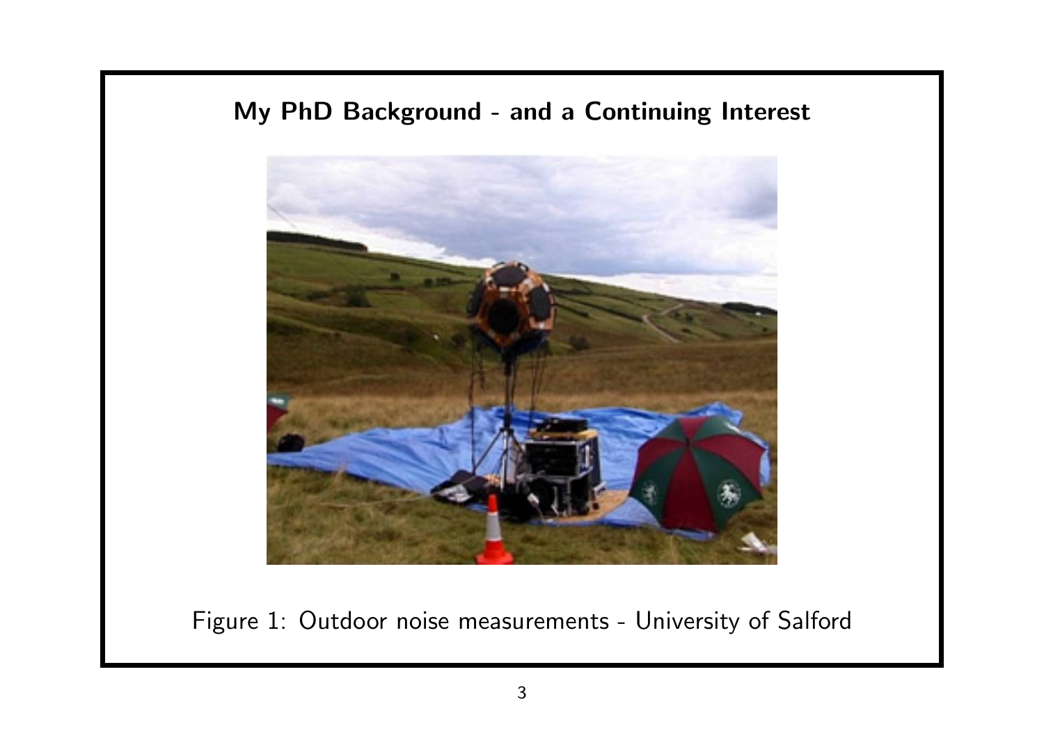## My PhD Background - and a Continuing Interest

Figure 1: Outdoor noise measurements - University of Salford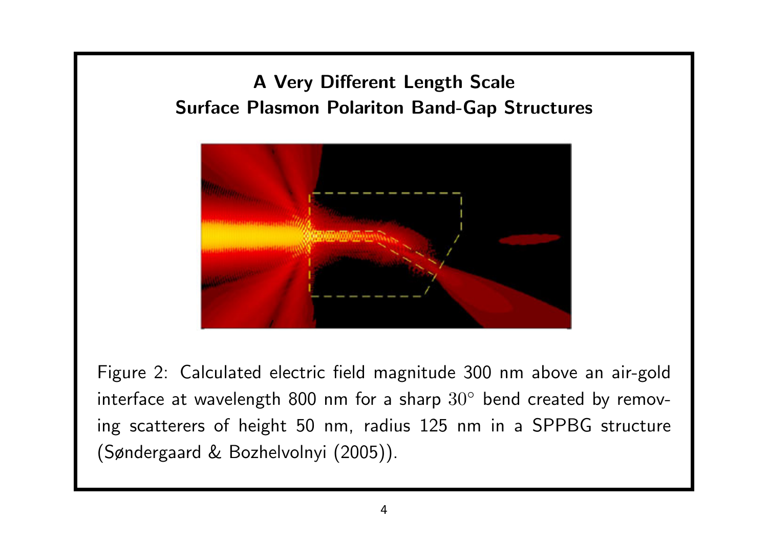## A Very Different Length Scale
## Surface Plasmon Polariton Band-Gap Structures

Figure 2: Calculated electric field magnitude 300 nm above an air-gold interface at wavelength 800 nm for a sharp $30^\circ$ bend created by removing scatterers of height 50 nm, radius 125 nm in a SPPBG structure (Søndergaard & Bozhelvolnyi (2005)).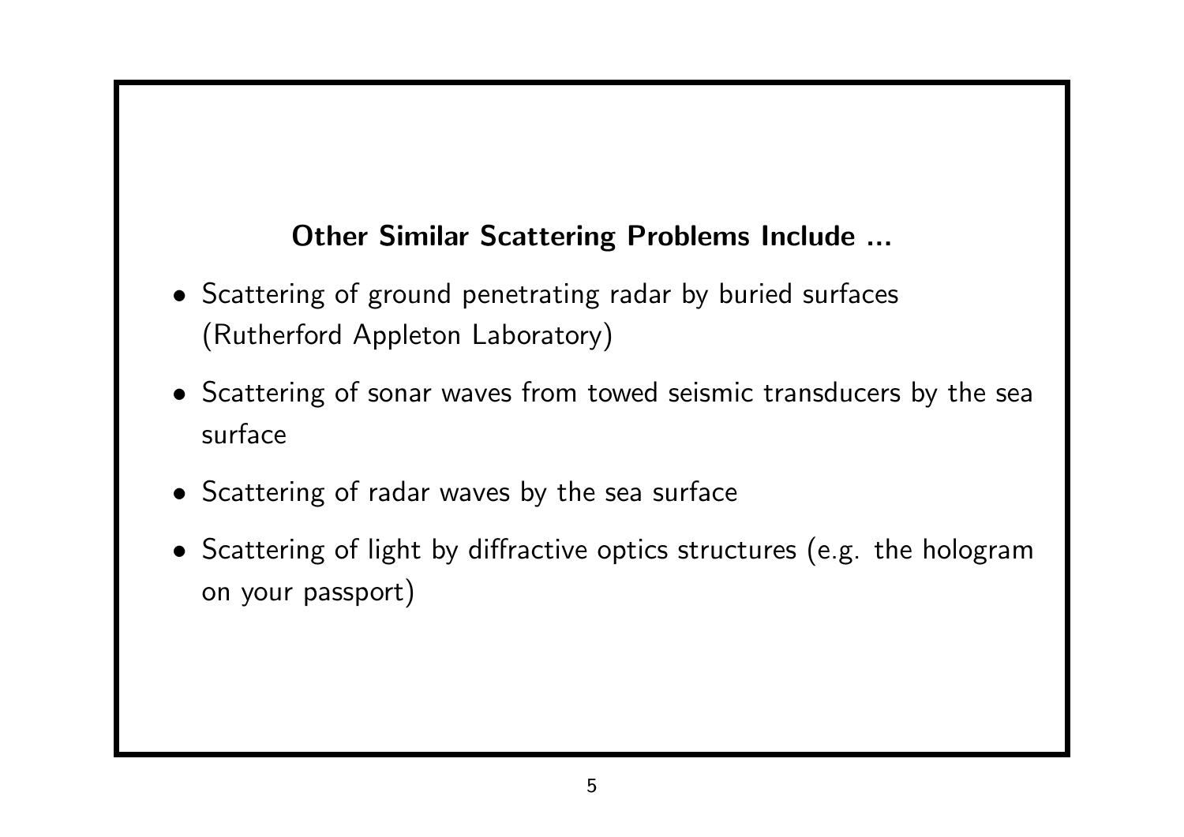## Other Similar Scattering Problems Include ...

- Scattering of ground penetrating radar by buried surfaces (Rutherford Appleton Laboratory)
- Scattering of sonar waves from towed seismic transducers by the sea surface
- Scattering of radar waves by the sea surface
- Scattering of light by diffractive optics structures (e.g. the hologram on your passport)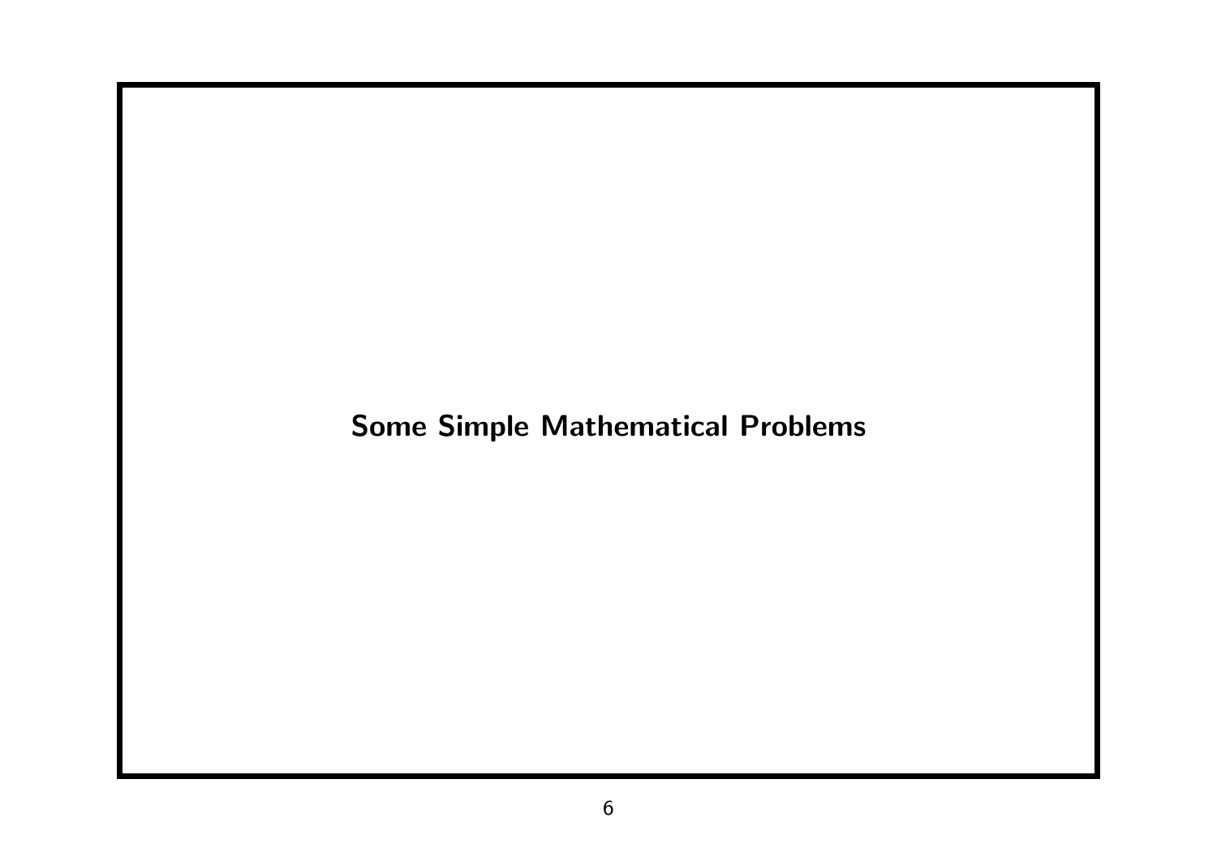# Some Simple Mathematical Problems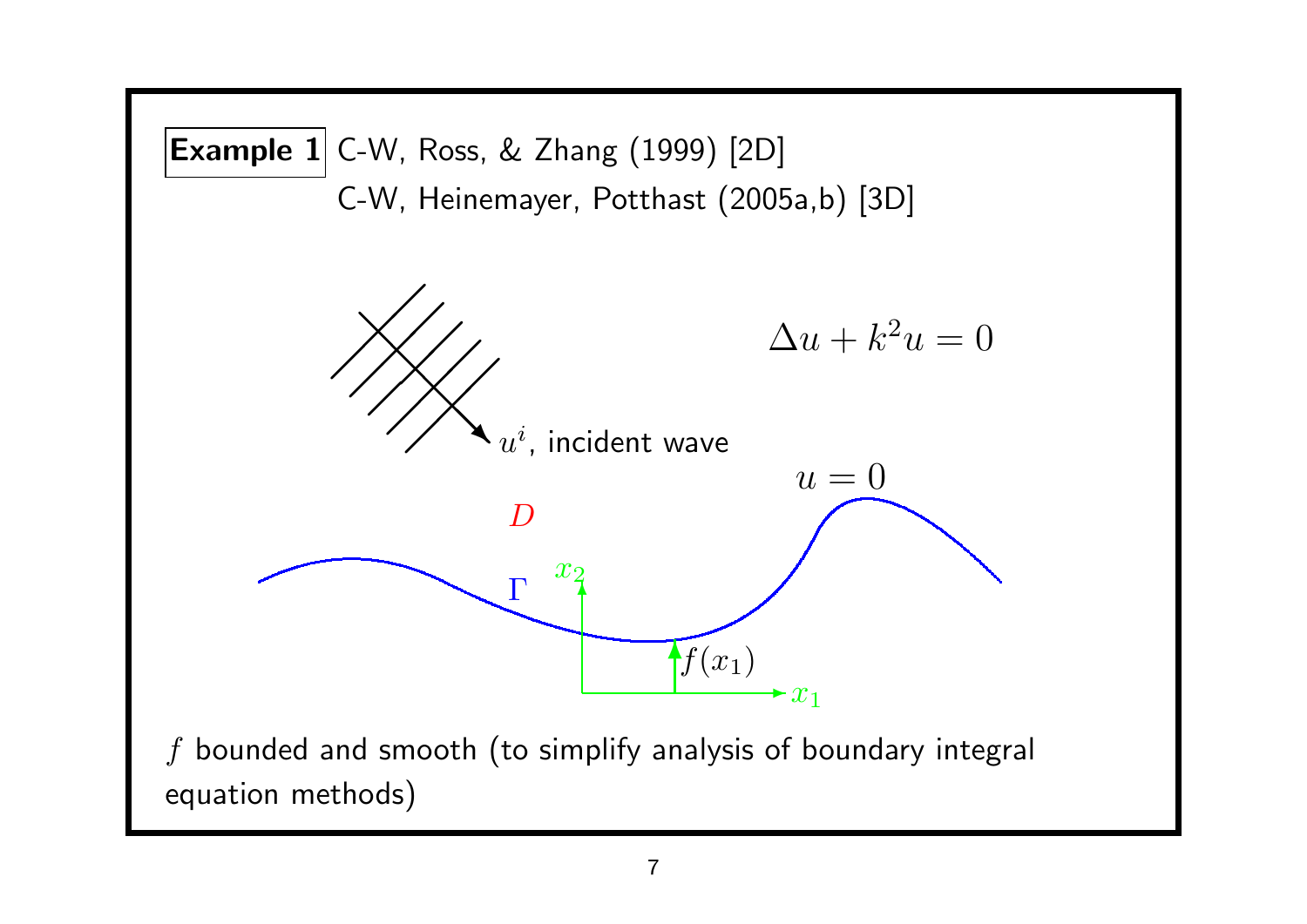**Example 1** C-W, Ross, & Zhang (1999) [2D]

C-W, Heinemayer, Potthast (2005a,b) [3D]

$u^i$, incident wave

$$\Delta u + k^2 u = 0$$

$u = 0$

$D$

$\Gamma$

$x_2$

$f(x_1)$

$x_1$

$f$ bounded and smooth (to simplify analysis of boundary integral equation methods)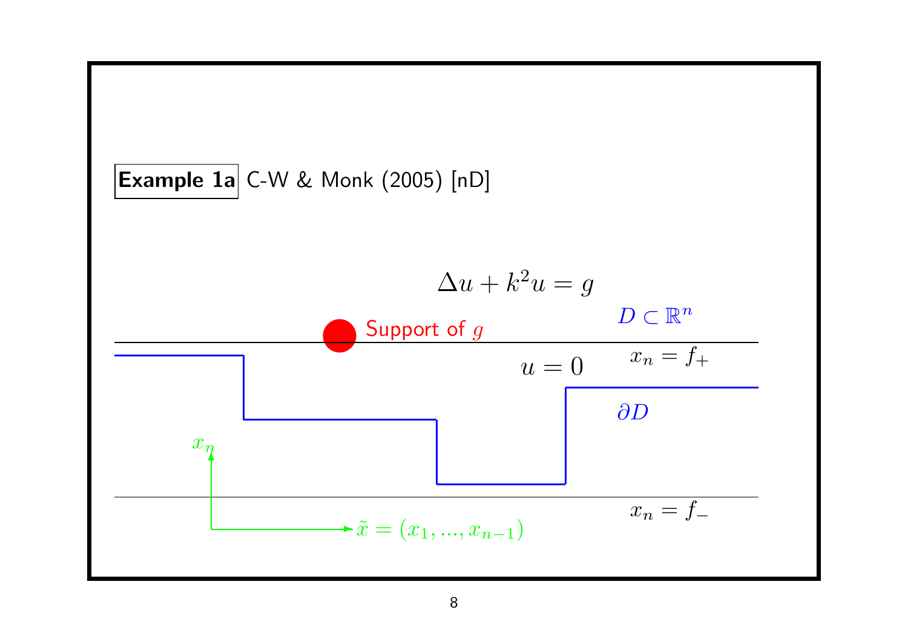**Example 1a** C-W & Monk (2005) [nD]

$$\Delta u + k^2 u = g$$

$D \subset \mathbb{R}^n$

Support of $g$

$u = 0$

$x_n = f_+$

$\partial D$

$x_n$

$x_n = f_-$

$\tilde{x} = (x_1, ..., x_{n-1})$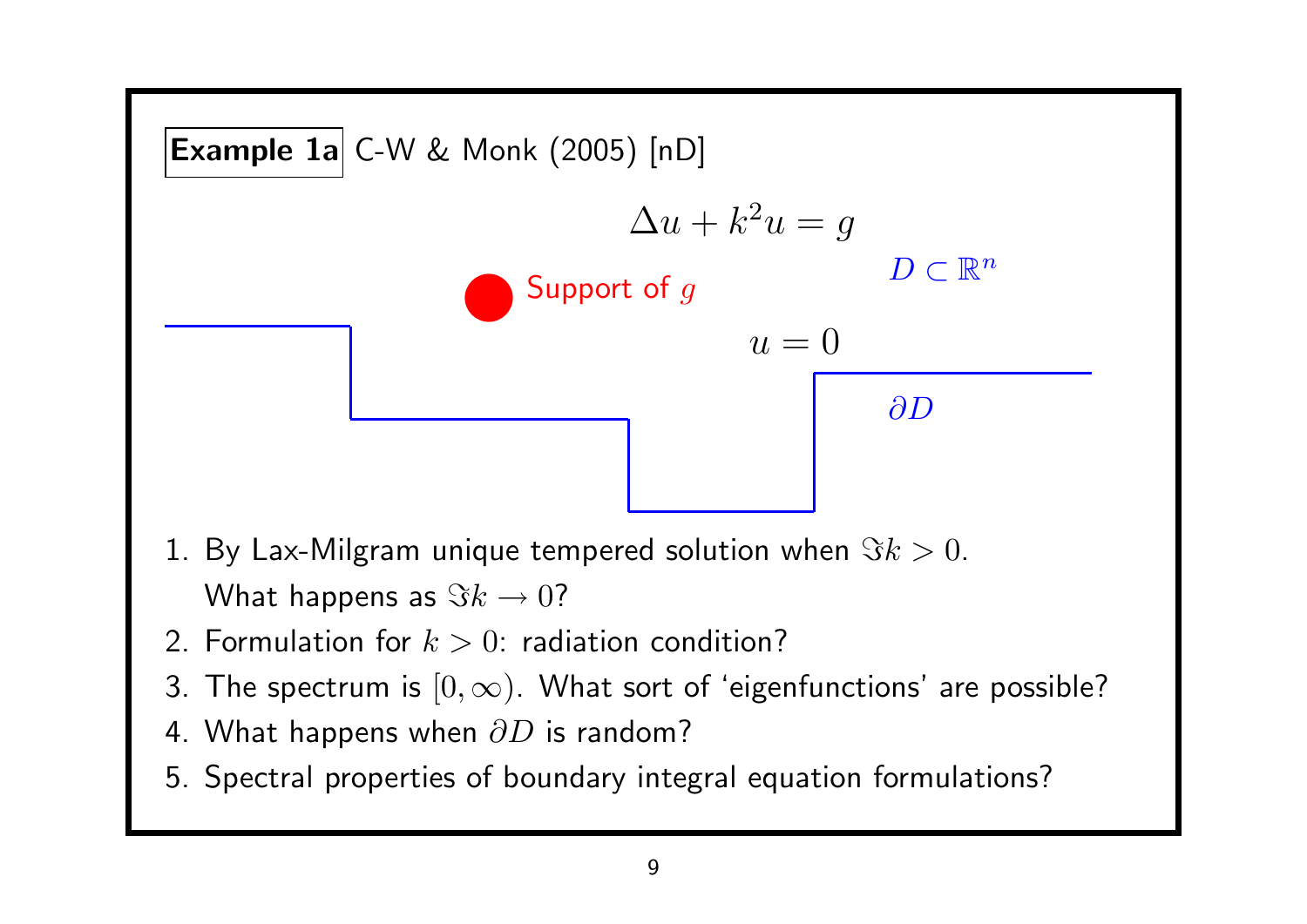**Example 1a** C-W & Monk (2005) [nD]

$$\Delta u + k^2 u = g$$

$D \subset \mathbb{R}^n$

Support of $g$

$u = 0$

$\partial D$

1. By Lax-Milgram unique tempered solution when $\Im k > 0$. What happens as $\Im k \to 0$?
2. Formulation for $k > 0$: radiation condition?
3. The spectrum is $[0, \infty)$. What sort of 'eigenfunctions' are possible?
4. What happens when $\partial D$ is random?
5. Spectral properties of boundary integral equation formulations?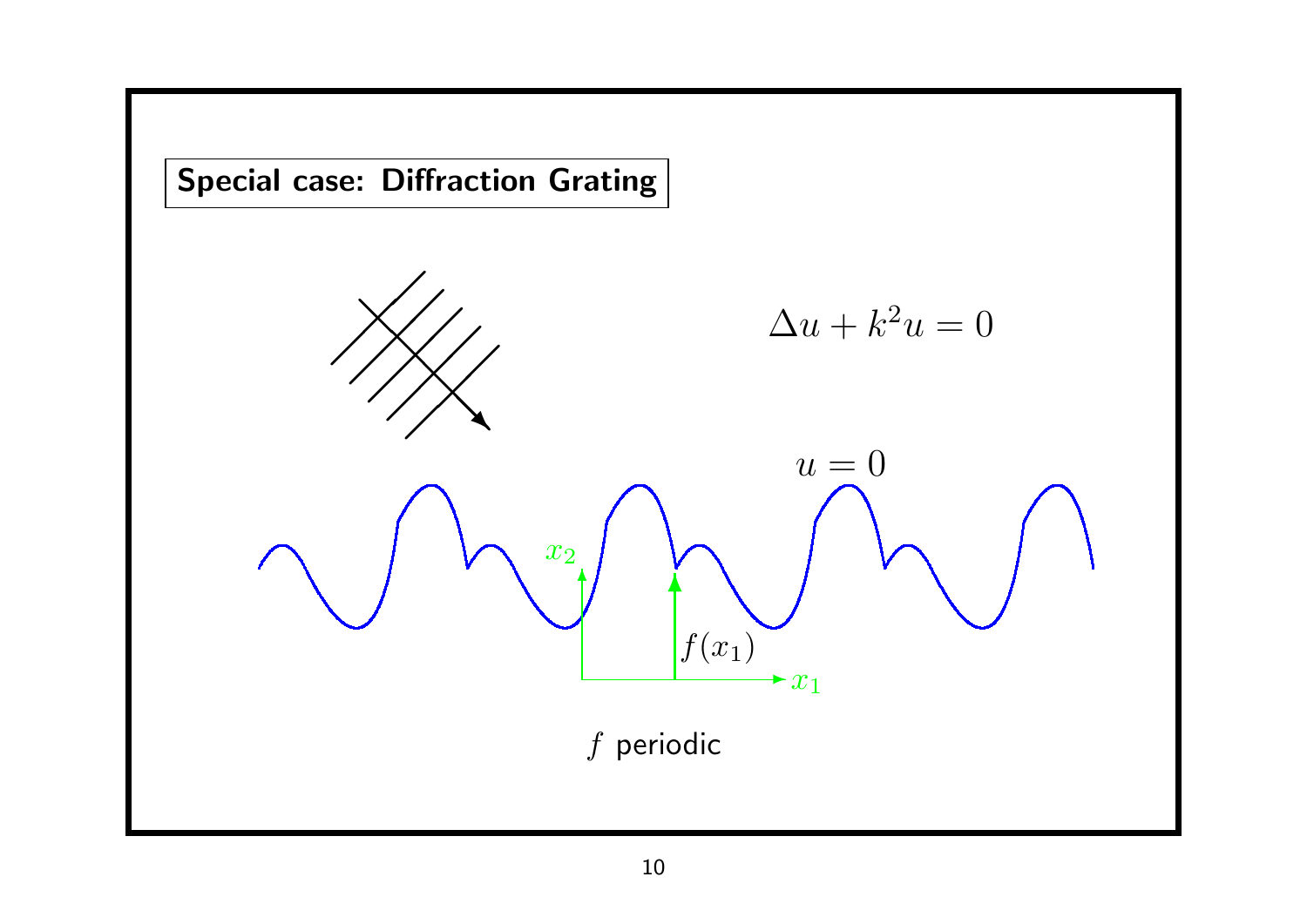## Special case: Diffraction Grating

$$\Delta u + k^2 u = 0$$

$$u = 0$$

$x_2$

$f(x_1)$

$x_1$

$f$ periodic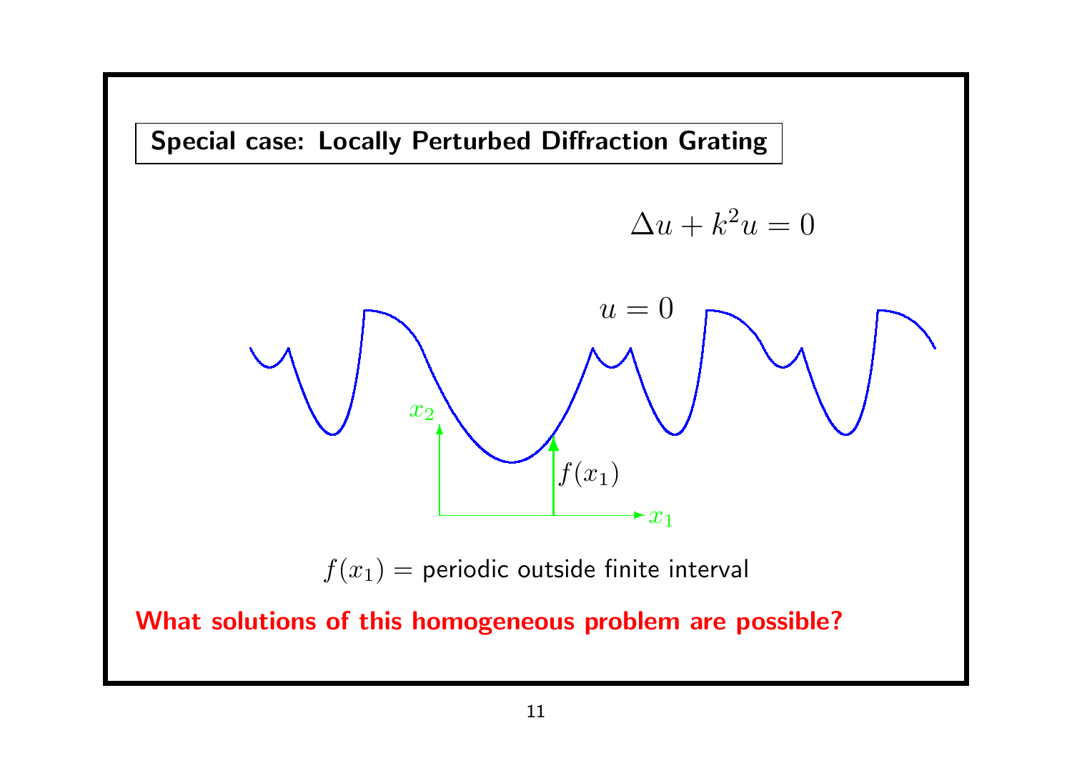## Special case: Locally Perturbed Diffraction Grating

$$\Delta u + k^2 u = 0$$

$u = 0$

$x_2$

$f(x_1)$

$x_1$

$f(x_1) =$ periodic outside finite interval

**What solutions of this homogeneous problem are possible?**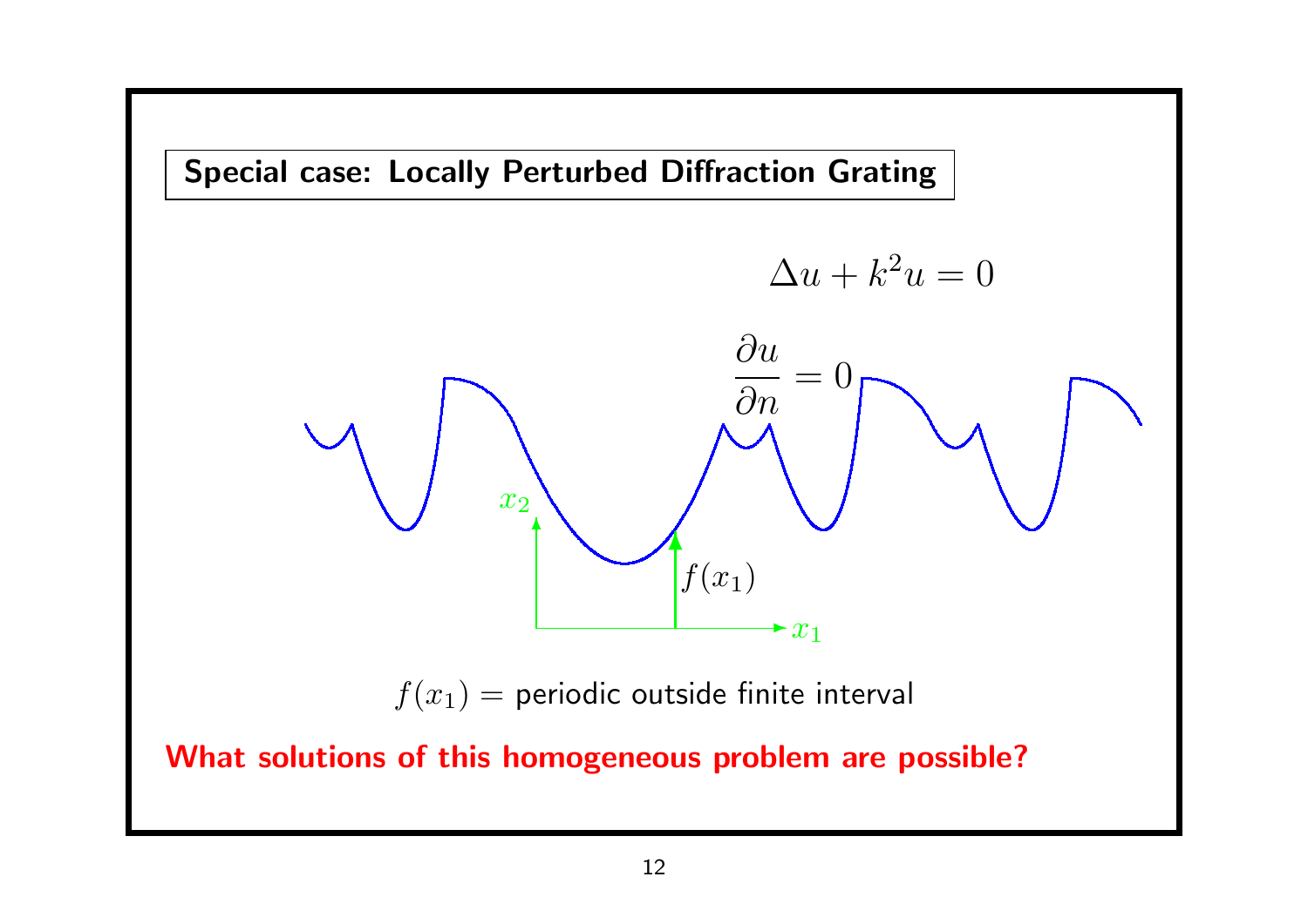## Special case: Locally Perturbed Diffraction Grating

$$\Delta u + k^2 u = 0$$

$$\frac{\partial u}{\partial n} = 0$$

$x_2$

$f(x_1)$

$x_1$

$f(x_1) =$ periodic outside finite interval

**What solutions of this homogeneous problem are possible?**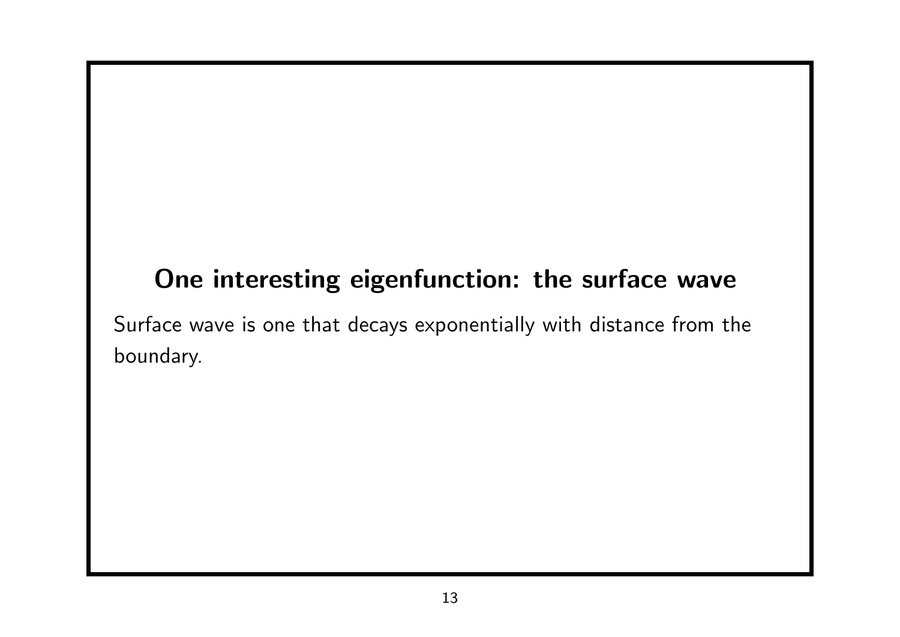## One interesting eigenfunction: the surface wave

Surface wave is one that decays exponentially with distance from the boundary.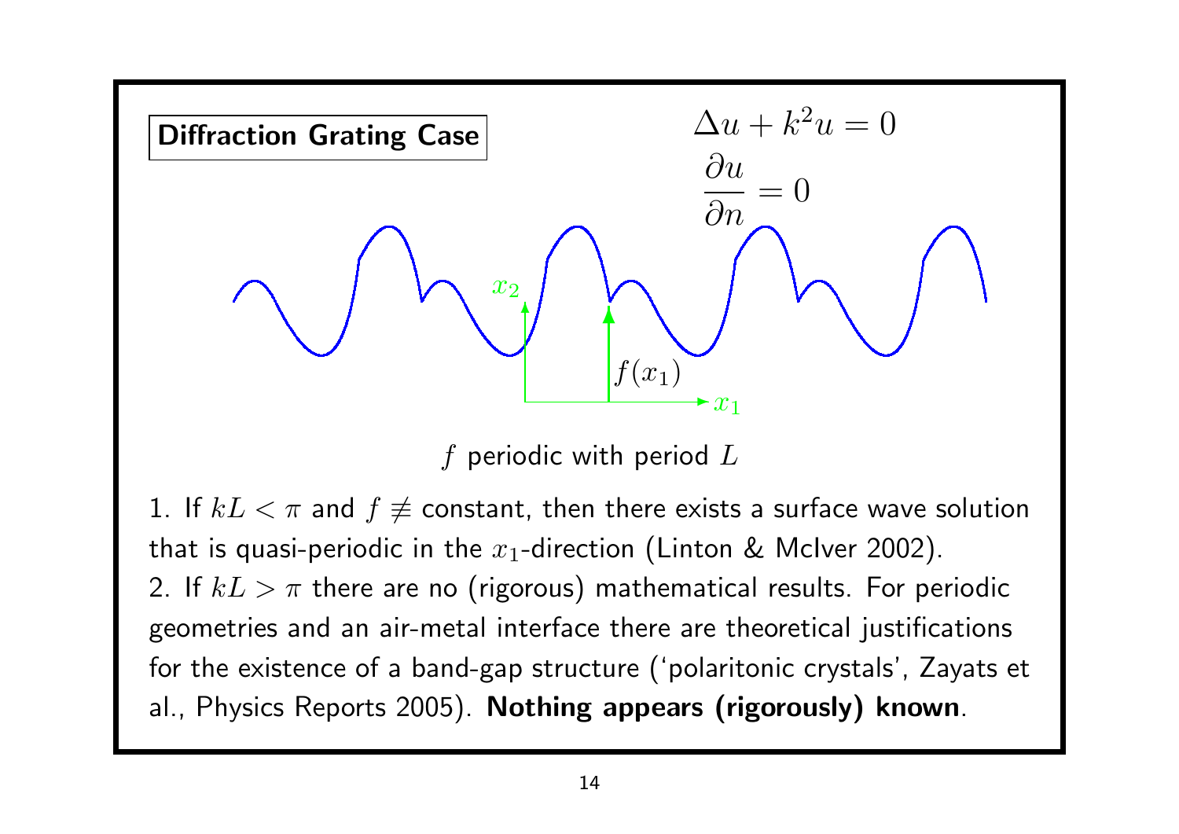## Diffraction Grating Case

$$\Delta u + k^2 u = 0$$

$$\frac{\partial u}{\partial n} = 0$$

$x_2$

$f(x_1)$

$x_1$

$f$ periodic with period $L$

1. If $kL < \pi$ and $f \not\equiv$ constant, then there exists a surface wave solution that is quasi-periodic in the $x_1$-direction (Linton & McIver 2002).
2. If $kL > \pi$ there are no (rigorous) mathematical results. For periodic geometries and an air-metal interface there are theoretical justifications for the existence of a band-gap structure ('polaritonic crystals', Zayats et al., Physics Reports 2005). **Nothing appears (rigorously) known**.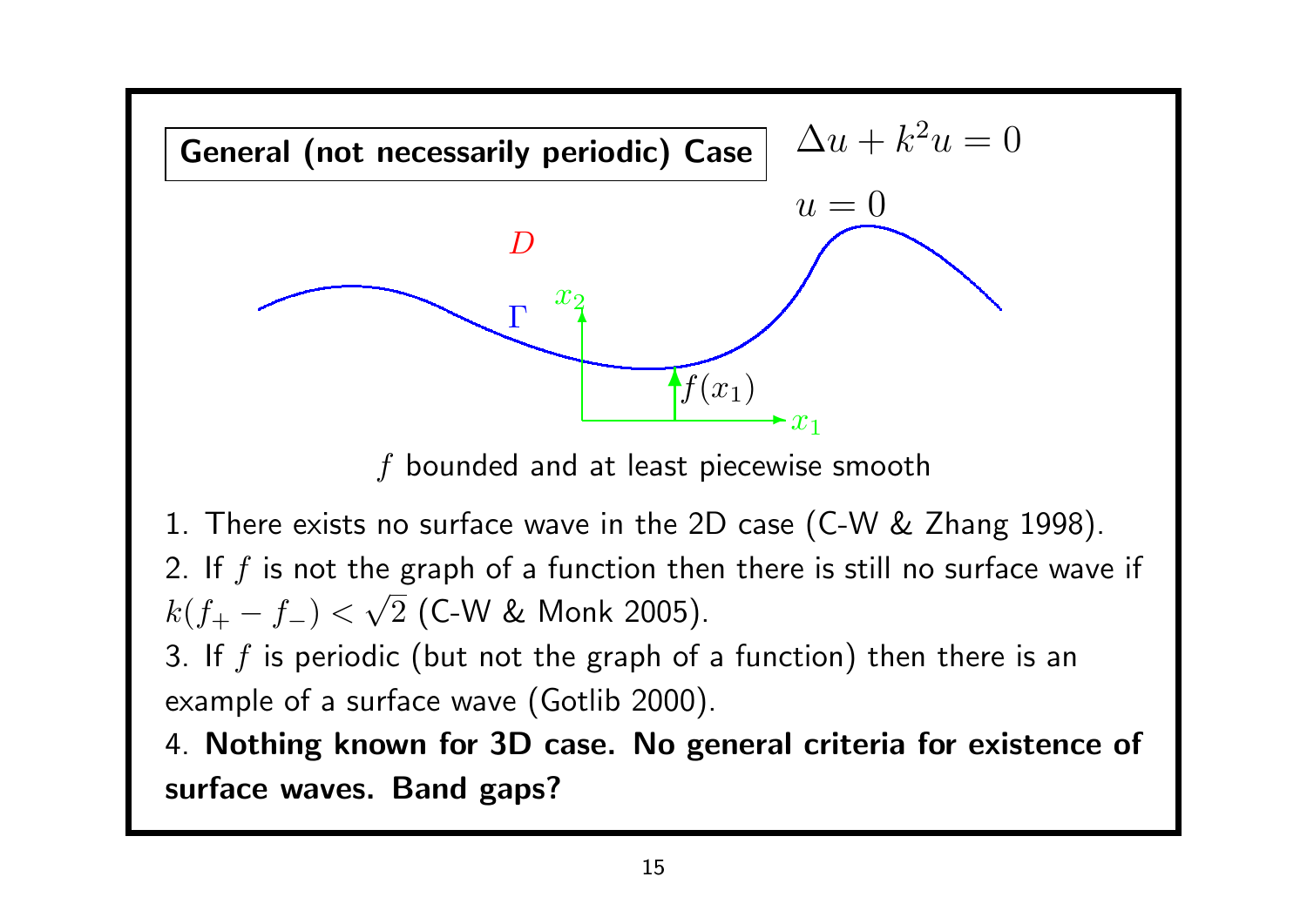## General (not necessarily periodic) Case

$$\Delta u + k^2 u = 0$$

$$u = 0$$

$f$ bounded and at least piecewise smooth

1. There exists no surface wave in the 2D case (C-W & Zhang 1998).
2. If $f$ is not the graph of a function then there is still no surface wave if $k(f_+ - f_-) < \sqrt{2}$ (C-W & Monk 2005).
3. If $f$ is periodic (but not the graph of a function) then there is an example of a surface wave (Gotlib 2000).
4. **Nothing known for 3D case. No general criteria for existence of surface waves. Band gaps?**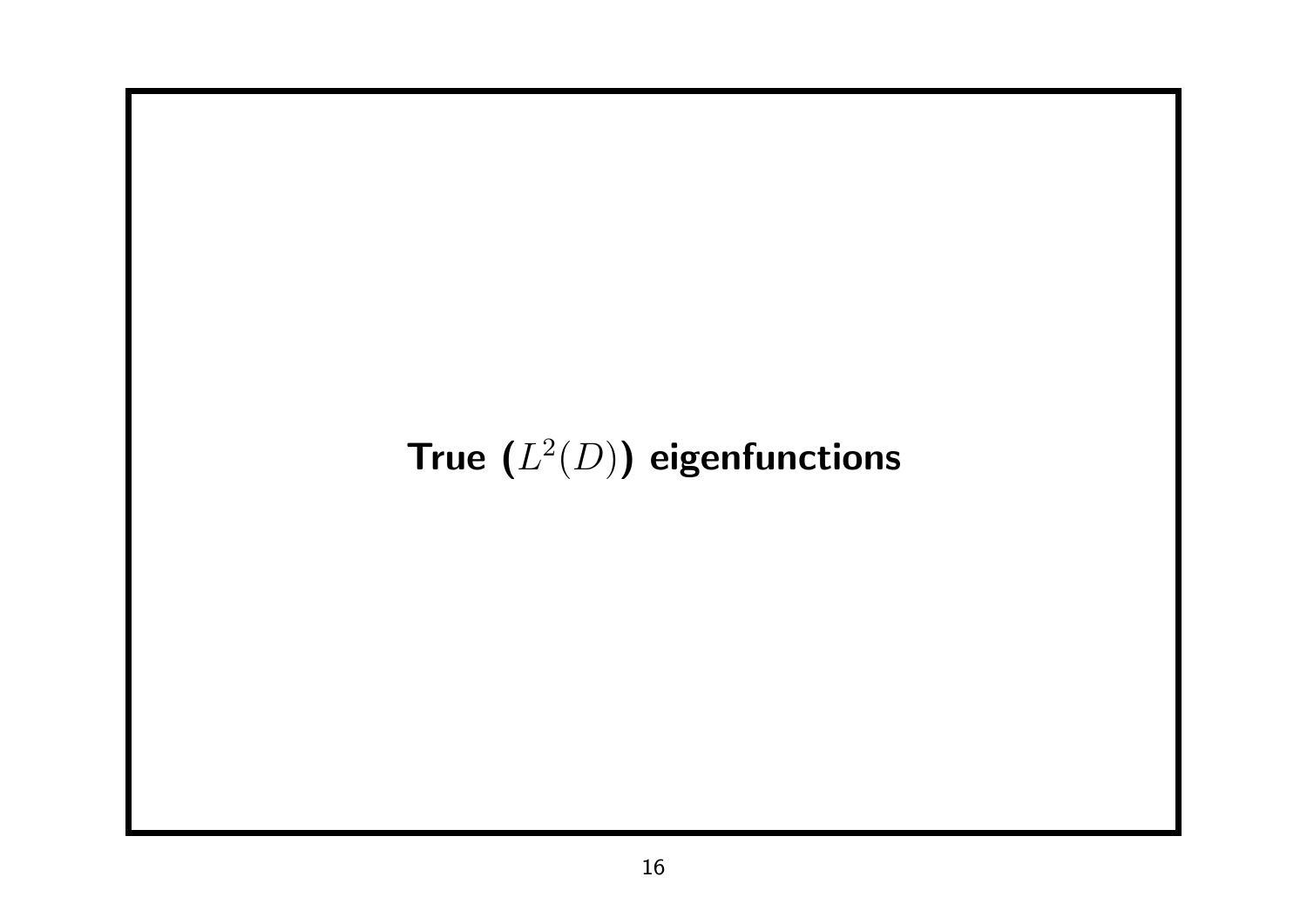# True ($L^2(D)$) eigenfunctions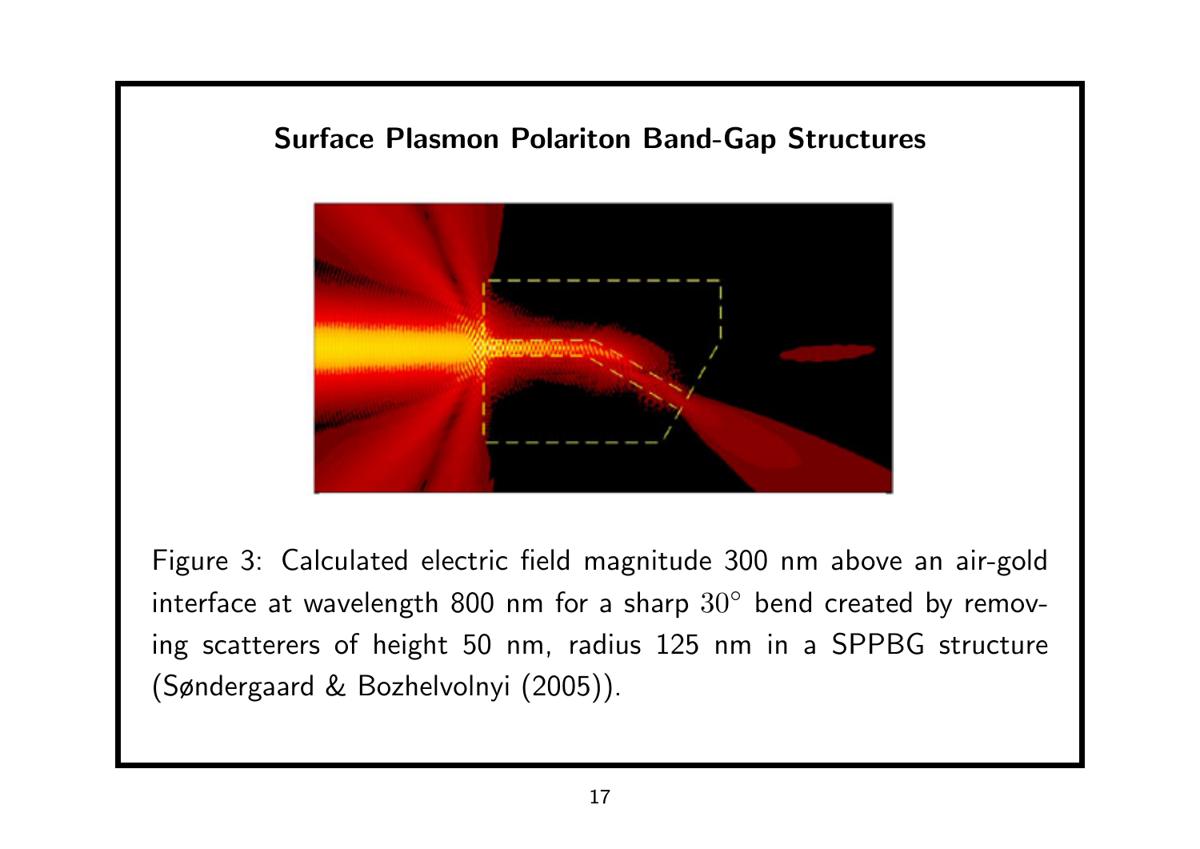## Surface Plasmon Polariton Band-Gap Structures

Figure 3: Calculated electric field magnitude 300 nm above an air-gold interface at wavelength 800 nm for a sharp $30^\circ$ bend created by removing scatterers of height 50 nm, radius 125 nm in a SPPBG structure (Søndergaard & Bozhelvolnyi (2005)).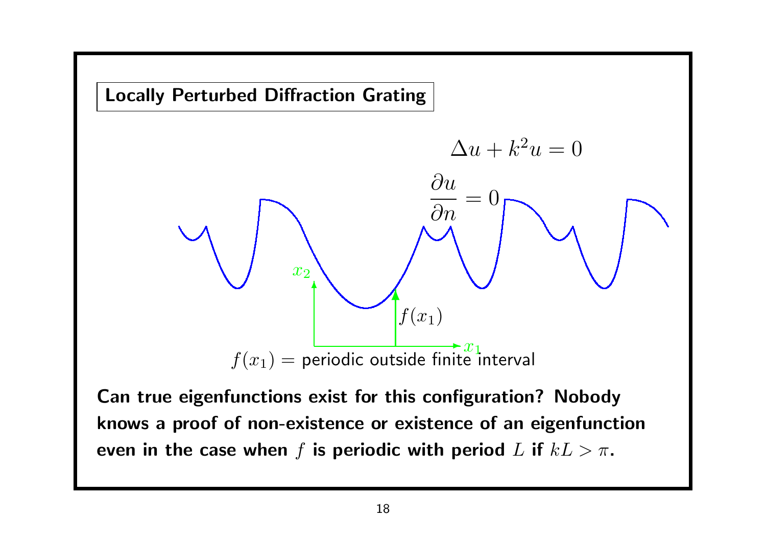## Locally Perturbed Diffraction Grating

$$\Delta u + k^2 u = 0$$

$$\frac{\partial u}{\partial n} = 0$$

$x_2$

$f(x_1)$

$x_1$

$f(x_1) =$ periodic outside finite interval

**Can true eigenfunctions exist for this configuration? Nobody knows a proof of non-existence or existence of an eigenfunction even in the case when $f$ is periodic with period $L$ if $kL > \pi$.**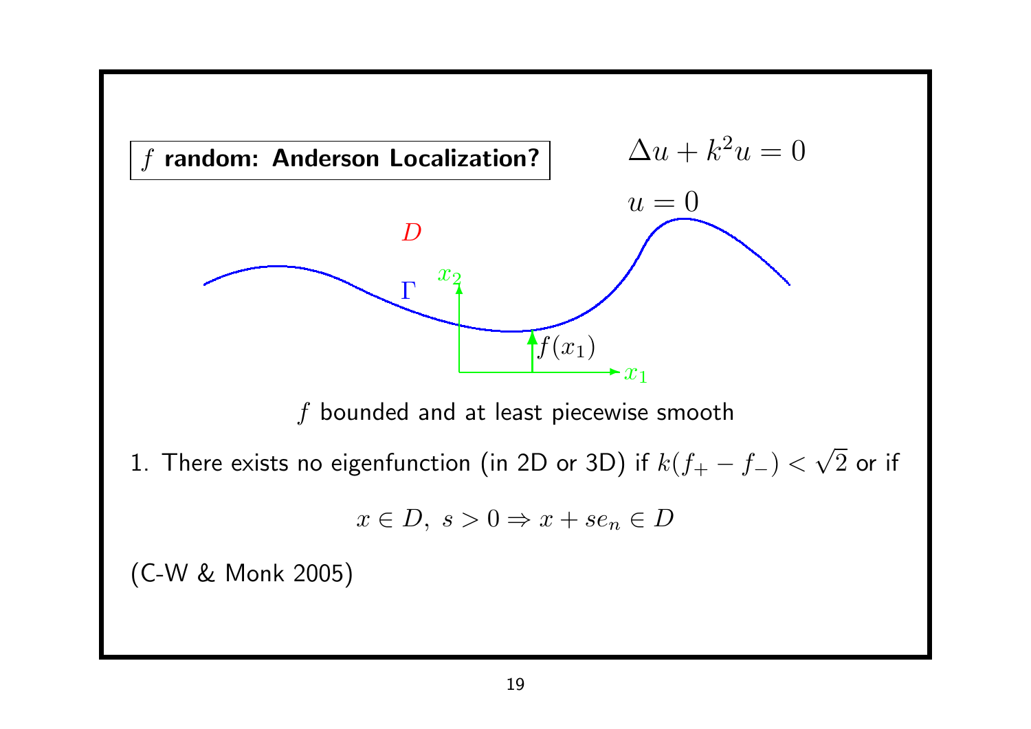**$f$ random: Anderson Localization?**

$$\Delta u + k^2 u = 0$$

$$u = 0$$

$D$

$\Gamma$

$x_2$

$f(x_1)$

$x_1$

$f$ bounded and at least piecewise smooth

1. There exists no eigenfunction (in 2D or 3D) if $k(f_+ - f_-) < \sqrt{2}$ or if

$$x \in D,\ s > 0 \Rightarrow x + se_n \in D$$

(C-W & Monk 2005)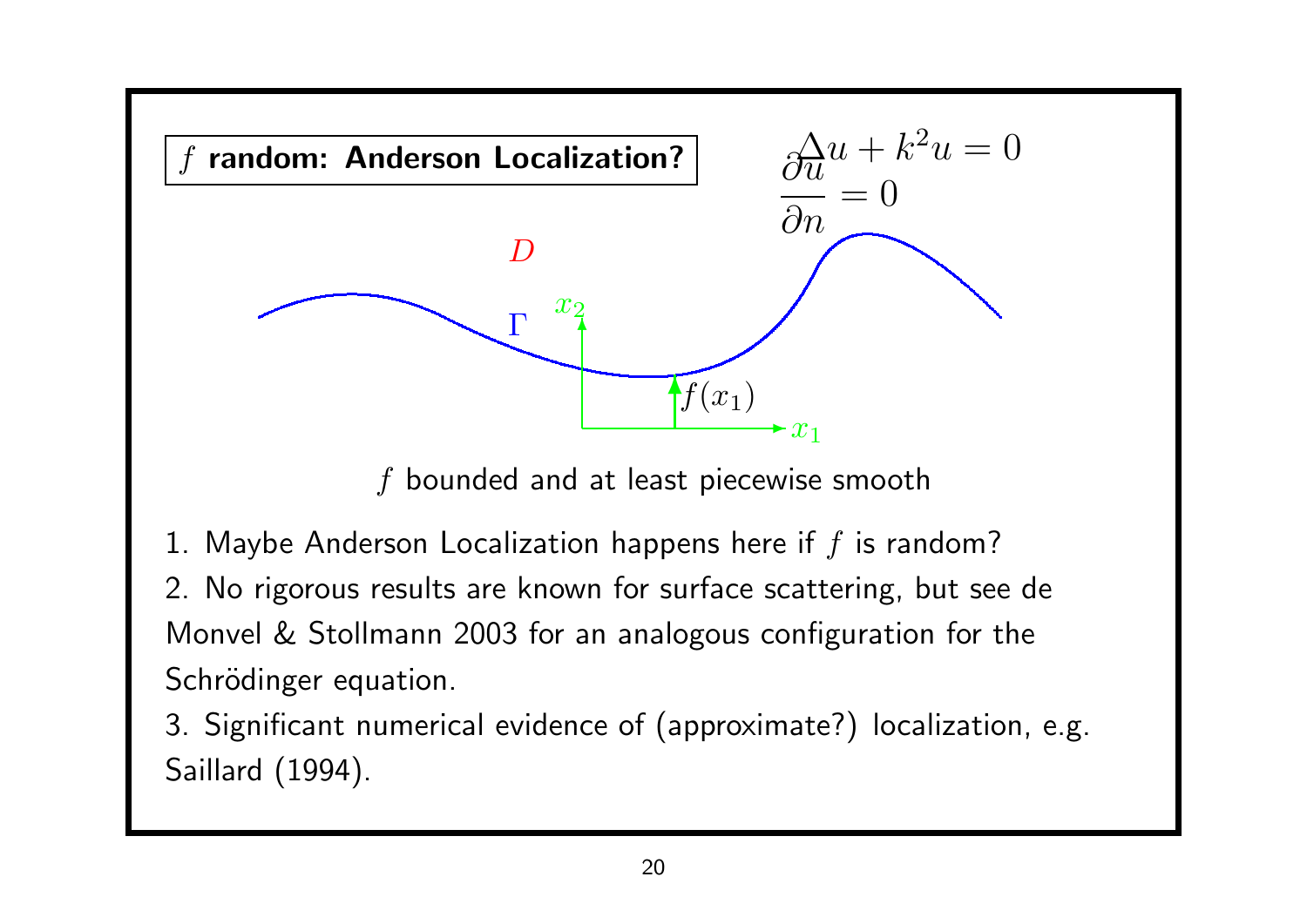**$f$ random: Anderson Localization?**

$$\Delta u + k^2 u = 0$$

$$\frac{\partial u}{\partial n} = 0$$

$D$

$\Gamma$

$x_2$

$f(x_1)$

$x_1$

$f$ bounded and at least piecewise smooth

1. Maybe Anderson Localization happens here if $f$ is random?
2. No rigorous results are known for surface scattering, but see de Monvel & Stollmann 2003 for an analogous configuration for the Schrödinger equation.
3. Significant numerical evidence of (approximate?) localization, e.g. Saillard (1994).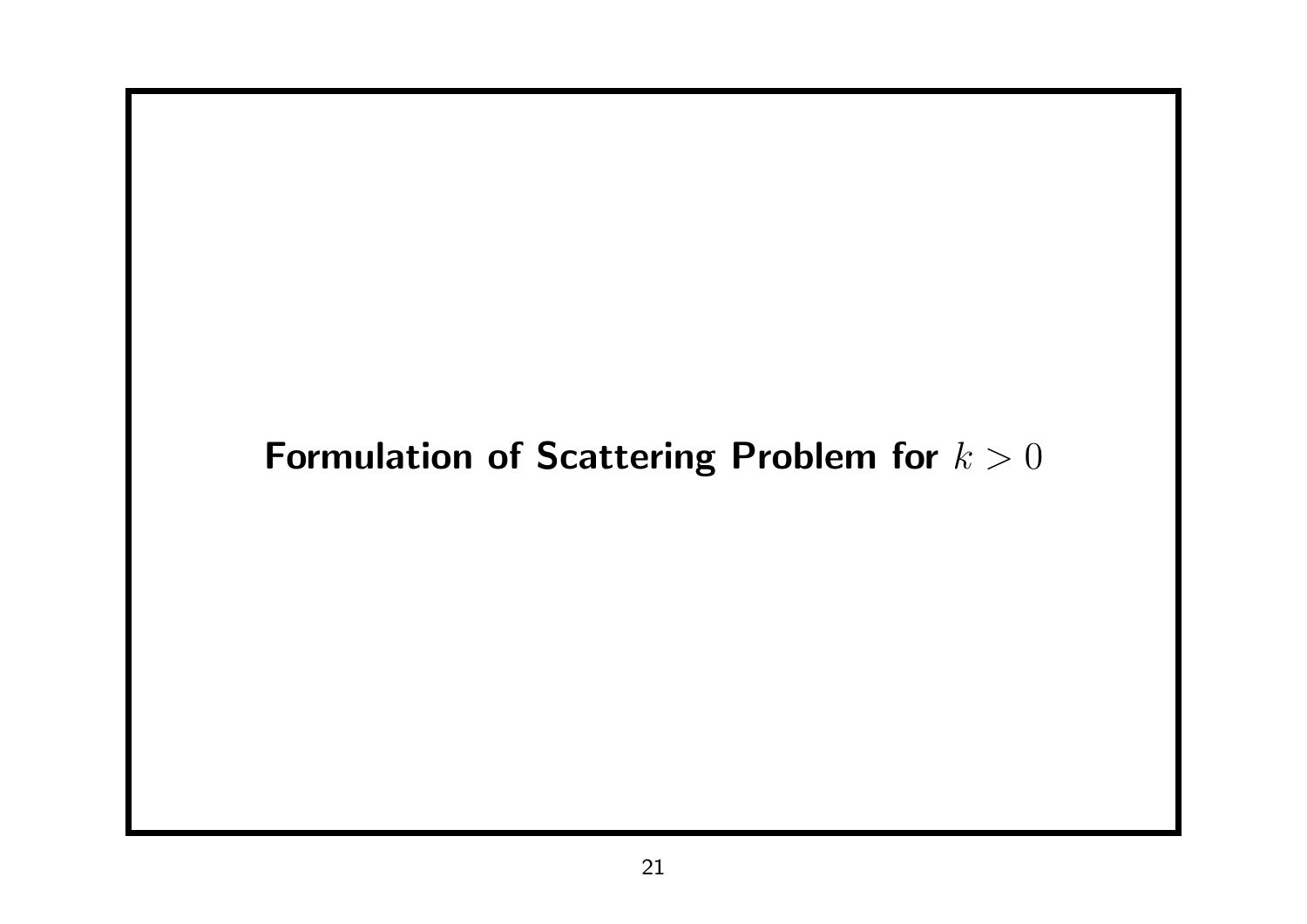## **Formulation of Scattering Problem for $k > 0$**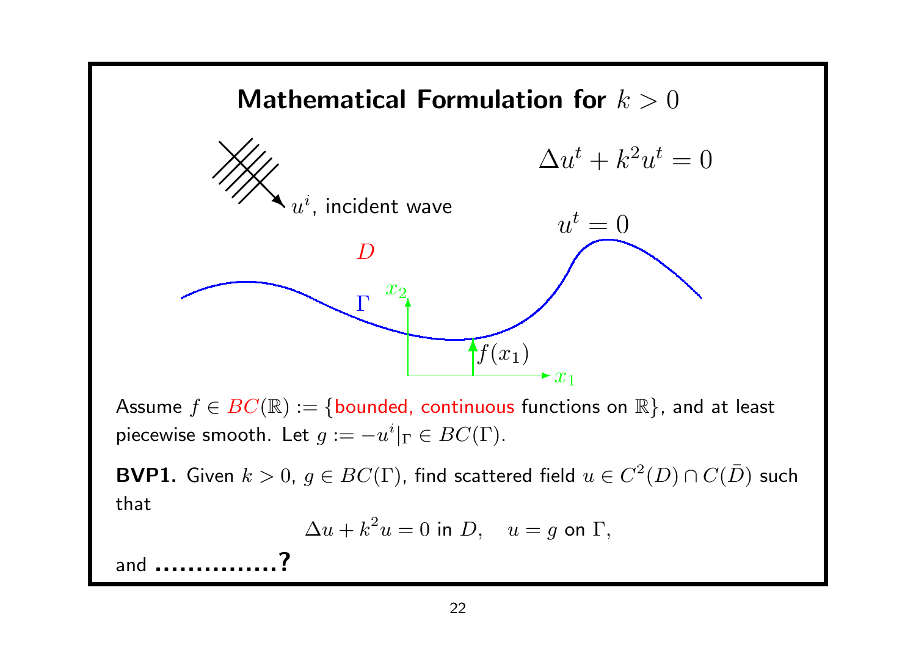# Mathematical Formulation for $k > 0$

$$\Delta u^t + k^2 u^t = 0$$

$u^i$, incident wave

$u^t = 0$

$D$

$\Gamma$

$x_2$

$f(x_1)$

$x_1$

Assume $f \in BC(\mathbb{R}) := \{$bounded, continuous functions on $\mathbb{R}\}$, and at least piecewise smooth. Let $g := -u^i|_\Gamma \in BC(\Gamma)$.

**BVP1.** Given $k > 0$, $g \in BC(\Gamma)$, find scattered field $u \in C^2(D) \cap C(\bar{D})$ such that

$$\Delta u + k^2 u = 0 \text{ in } D, \quad u = g \text{ on } \Gamma,$$

and **...............?**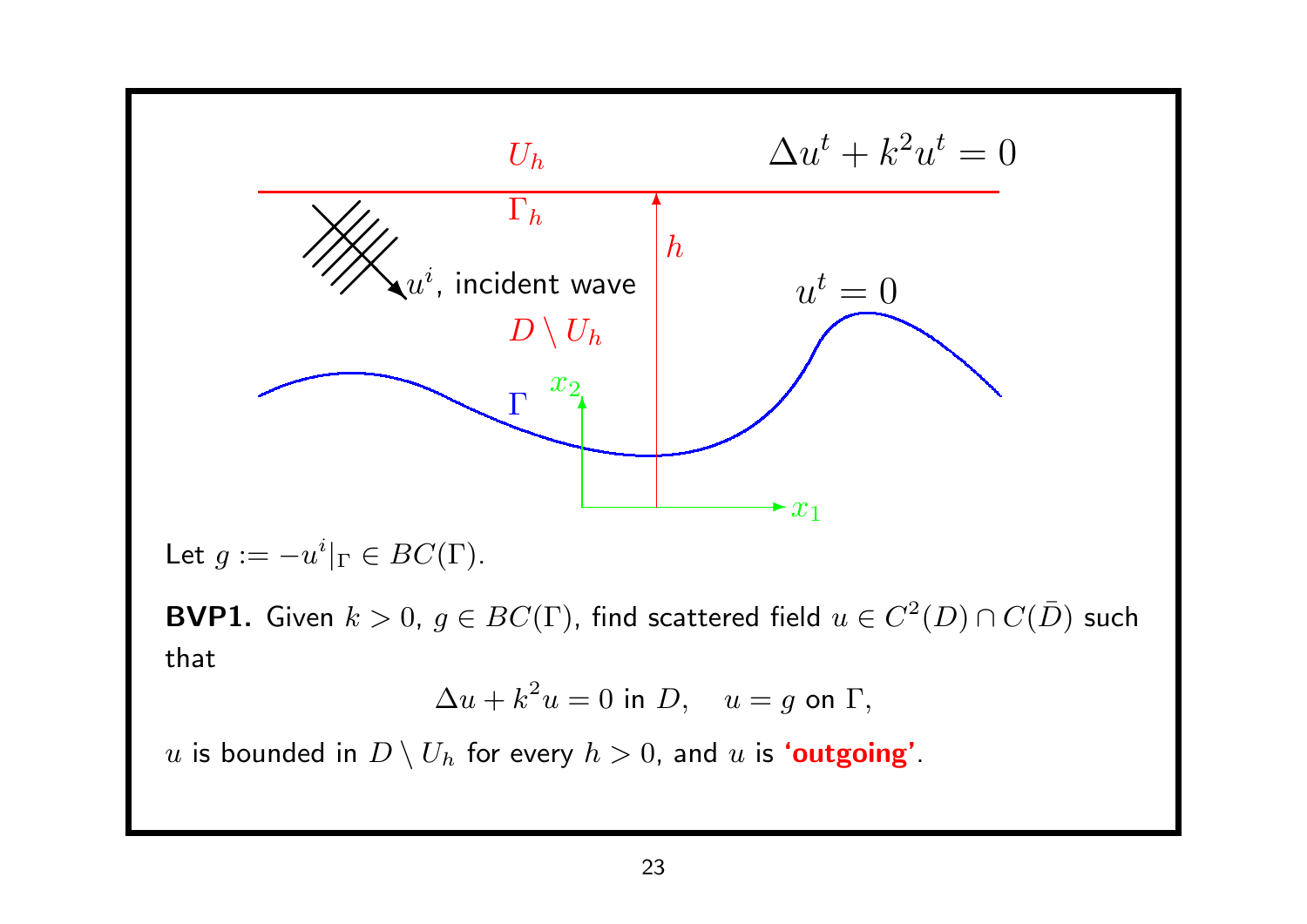Let $g := -u^i|_\Gamma \in BC(\Gamma)$.

**BVP1.** Given $k > 0$, $g \in BC(\Gamma)$, find scattered field $u \in C^2(D) \cap C(\bar{D})$ such that

$$\Delta u + k^2 u = 0 \text{ in } D, \quad u = g \text{ on } \Gamma,$$

$u$ is bounded in $D \setminus U_h$ for every $h > 0$, and $u$ is **'outgoing'**.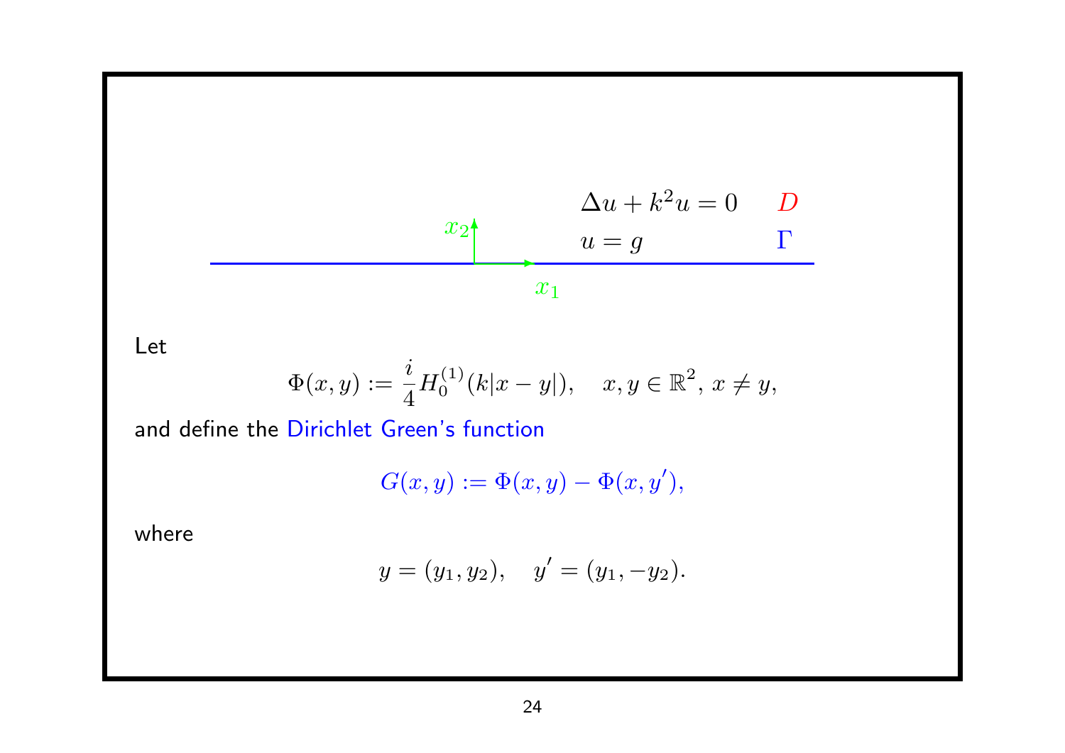$$\Delta u + k^2 u = 0 \quad D$$

$$u = g \quad \Gamma$$

Let

$$\Phi(x, y) := \frac{i}{4} H_0^{(1)}(k|x - y|), \quad x, y \in \mathbb{R}^2, \, x \neq y,$$

and define the Dirichlet Green's function

$$G(x, y) := \Phi(x, y) - \Phi(x, y'),$$

where

$$y = (y_1, y_2), \quad y' = (y_1, -y_2).$$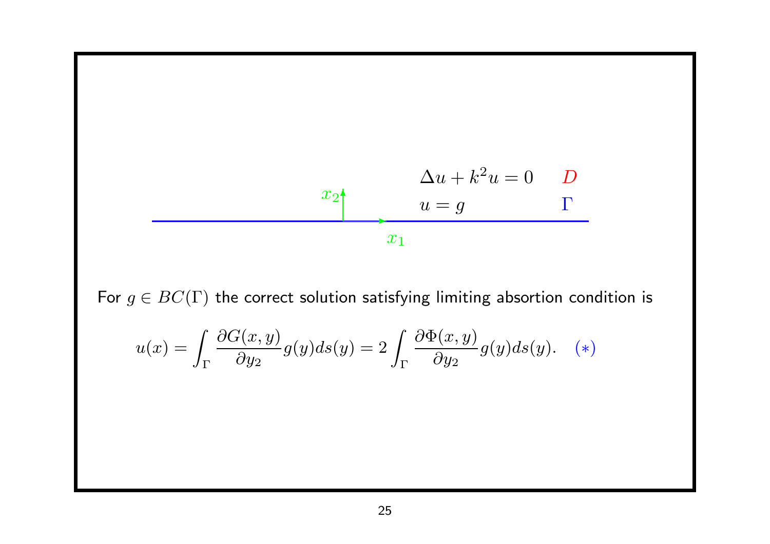$$\Delta u + k^2 u = 0 \quad D$$

$$u = g \quad \Gamma$$

For $g \in BC(\Gamma)$ the correct solution satisfying limiting absorption condition is

$$u(x) = \int_\Gamma \frac{\partial G(x,y)}{\partial y_2} g(y) ds(y) = 2 \int_\Gamma \frac{\partial \Phi(x,y)}{\partial y_2} g(y) ds(y). \quad (*)$$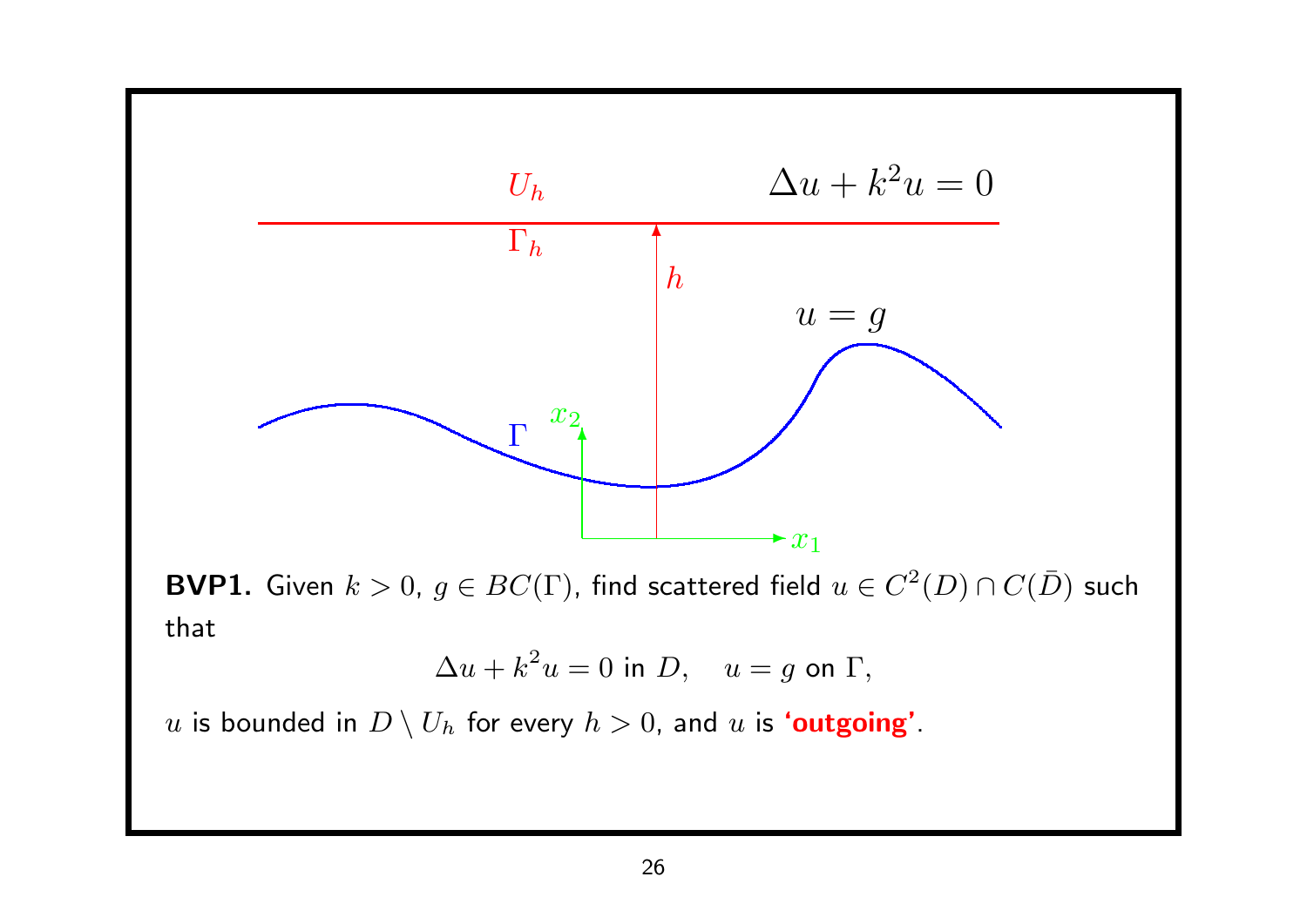**BVP1.** Given $k > 0$, $g \in BC(\Gamma)$, find scattered field $u \in C^2(D) \cap C(\bar{D})$ such that

$$\Delta u + k^2 u = 0 \text{ in } D, \quad u = g \text{ on } \Gamma,$$

$u$ is bounded in $D \setminus U_h$ for every $h > 0$, and $u$ is **'outgoing'**.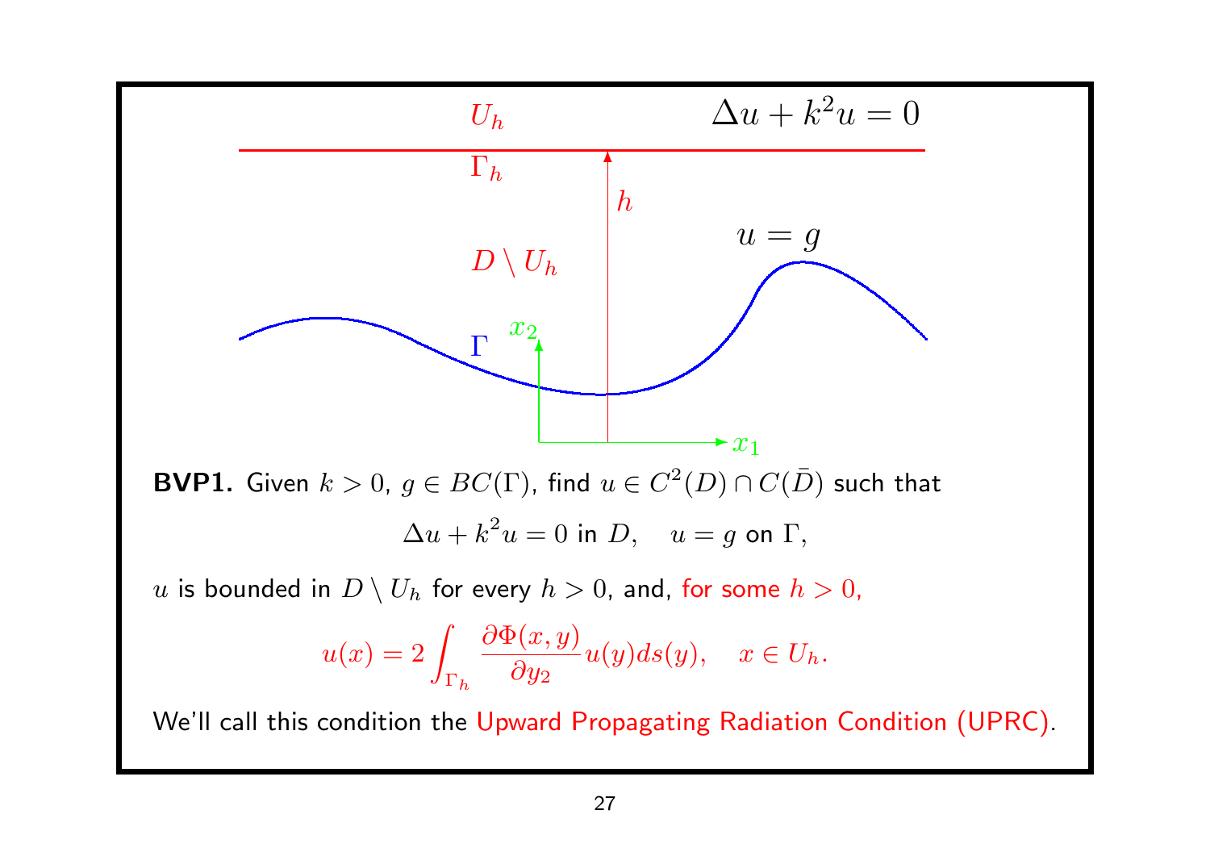**BVP1.** Given $k > 0$, $g \in BC(\Gamma)$, find $u \in C^2(D) \cap C(\bar{D})$ such that

$$\Delta u + k^2 u = 0 \text{ in } D, \quad u = g \text{ on } \Gamma,$$

$u$ is bounded in $D \setminus U_h$ for every $h > 0$, and, for some $h > 0$,

$$u(x) = 2 \int_{\Gamma_h} \frac{\partial \Phi(x,y)}{\partial y_2} u(y) ds(y), \quad x \in U_h.$$

We'll call this condition the Upward Propagating Radiation Condition (UPRC).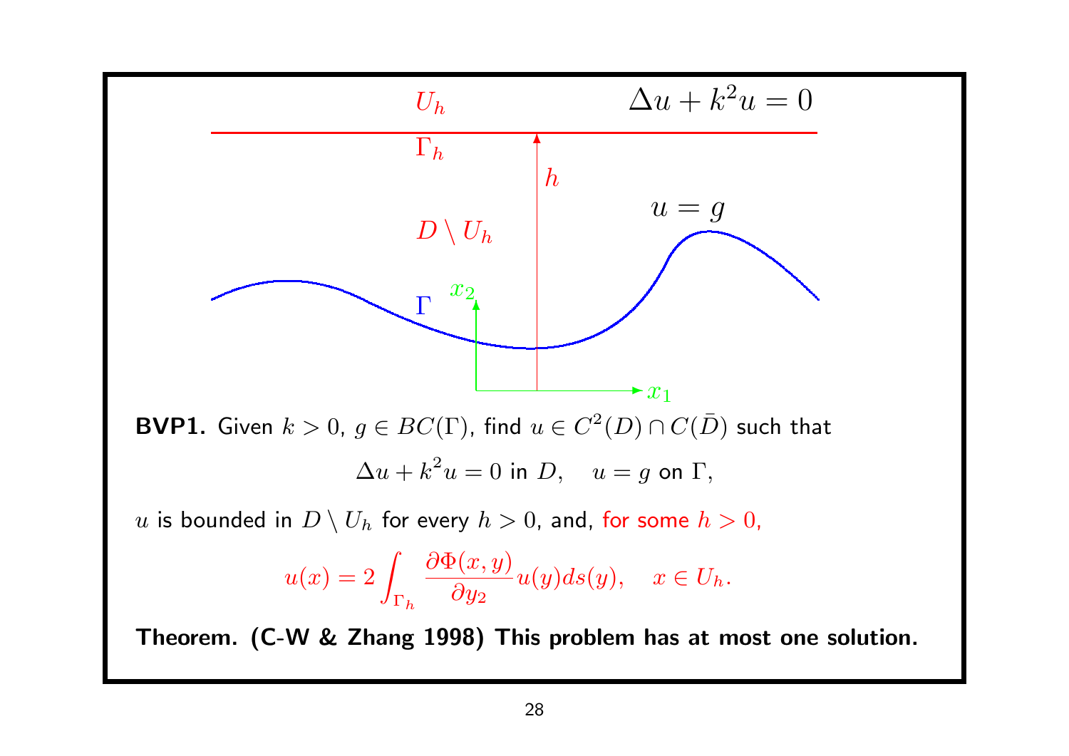**BVP1.** Given $k > 0$, $g \in BC(\Gamma)$, find $u \in C^2(D) \cap C(\bar{D})$ such that

$$\Delta u + k^2 u = 0 \text{ in } D, \quad u = g \text{ on } \Gamma,$$

$u$ is bounded in $D \setminus U_h$ for every $h > 0$, and, for some $h > 0$,

$$u(x) = 2 \int_{\Gamma_h} \frac{\partial \Phi(x,y)}{\partial y_2} u(y) ds(y), \quad x \in U_h.$$

**Theorem. (C-W & Zhang 1998) This problem has at most one solution.**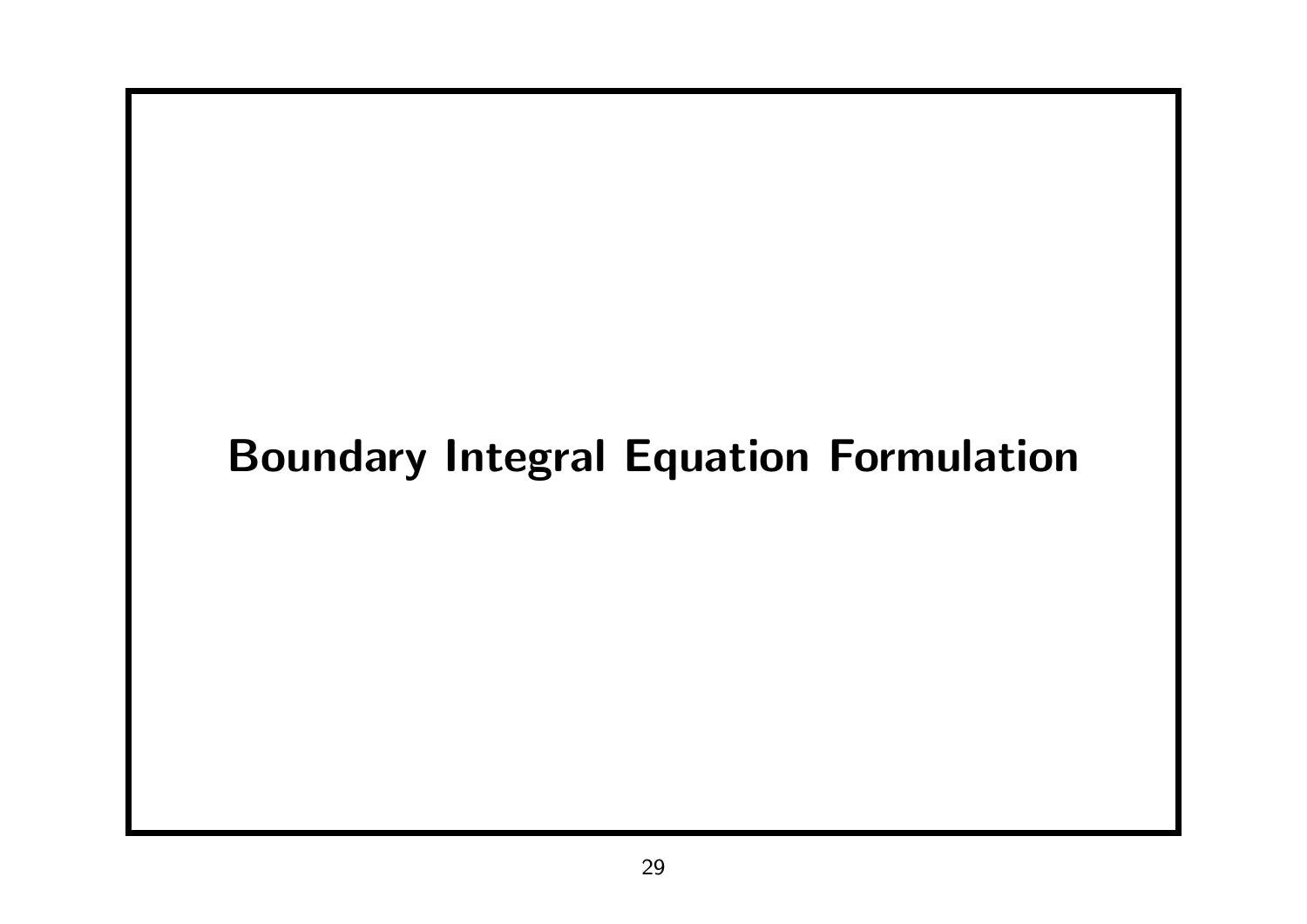# Boundary Integral Equation Formulation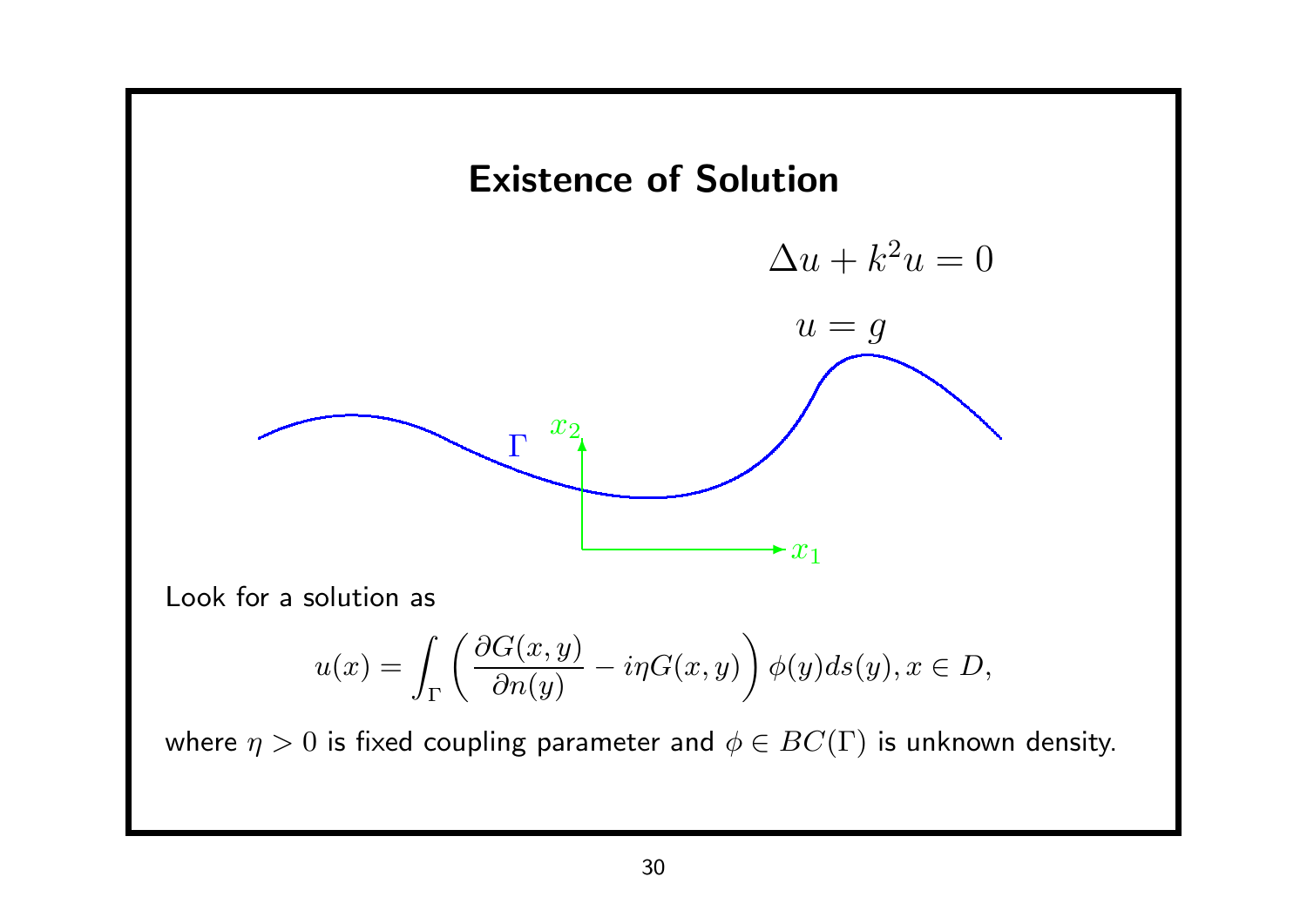# Existence of Solution

$$\Delta u + k^2 u = 0$$

$$u = g$$

$\Gamma$ $x_2$ $x_1$

Look for a solution as

$$u(x) = \int_\Gamma \left( \frac{\partial G(x,y)}{\partial n(y)} - i\eta G(x,y) \right) \phi(y) ds(y), x \in D,$$

where $\eta > 0$ is fixed coupling parameter and $\phi \in BC(\Gamma)$ is unknown density.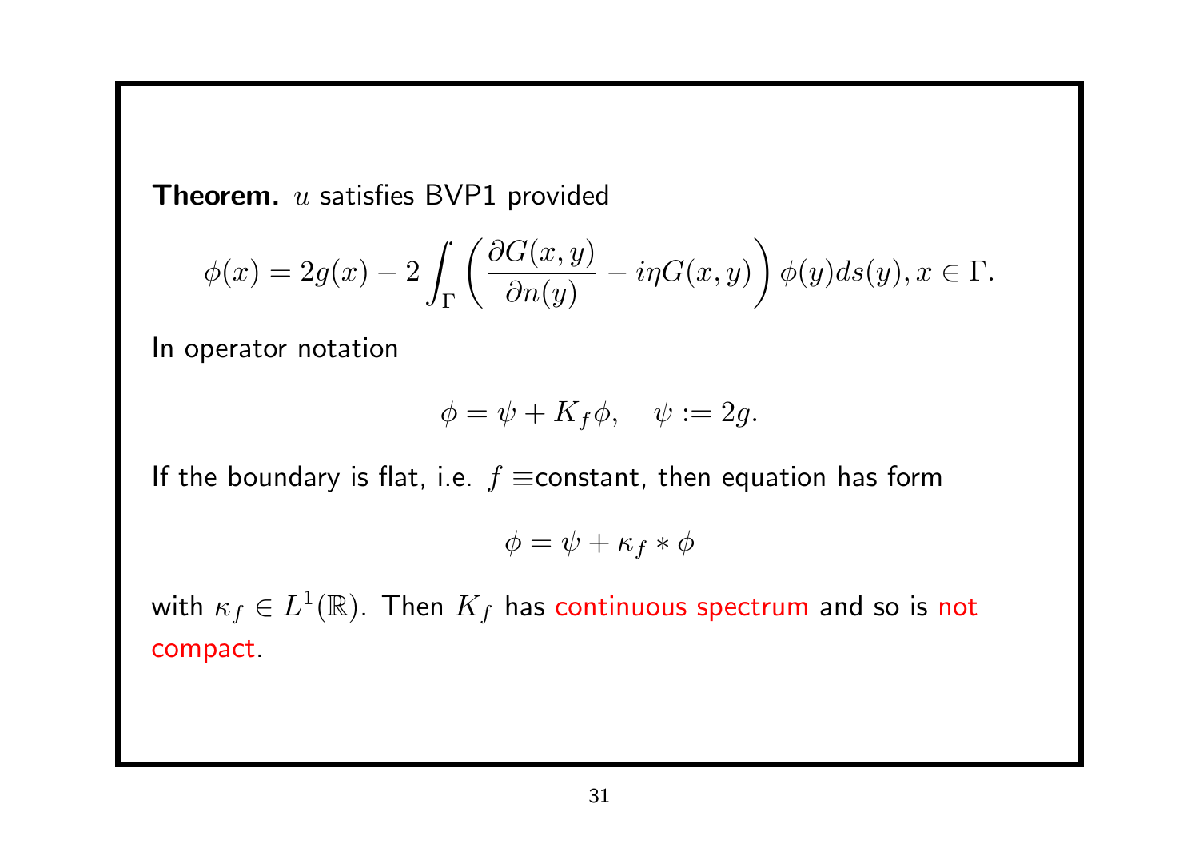**Theorem.** $u$ satisfies BVP1 provided

$$\phi(x) = 2g(x) - 2\int_\Gamma \left( \frac{\partial G(x,y)}{\partial n(y)} - i\eta G(x,y) \right) \phi(y) ds(y), x \in \Gamma.$$

In operator notation

$$\phi = \psi + K_f \phi, \quad \psi := 2g.$$

If the boundary is flat, i.e. $f \equiv$constant, then equation has form

$$\phi = \psi + \kappa_f * \phi$$

with $\kappa_f \in L^1(\mathbb{R})$. Then $K_f$ has continuous spectrum and so is not compact.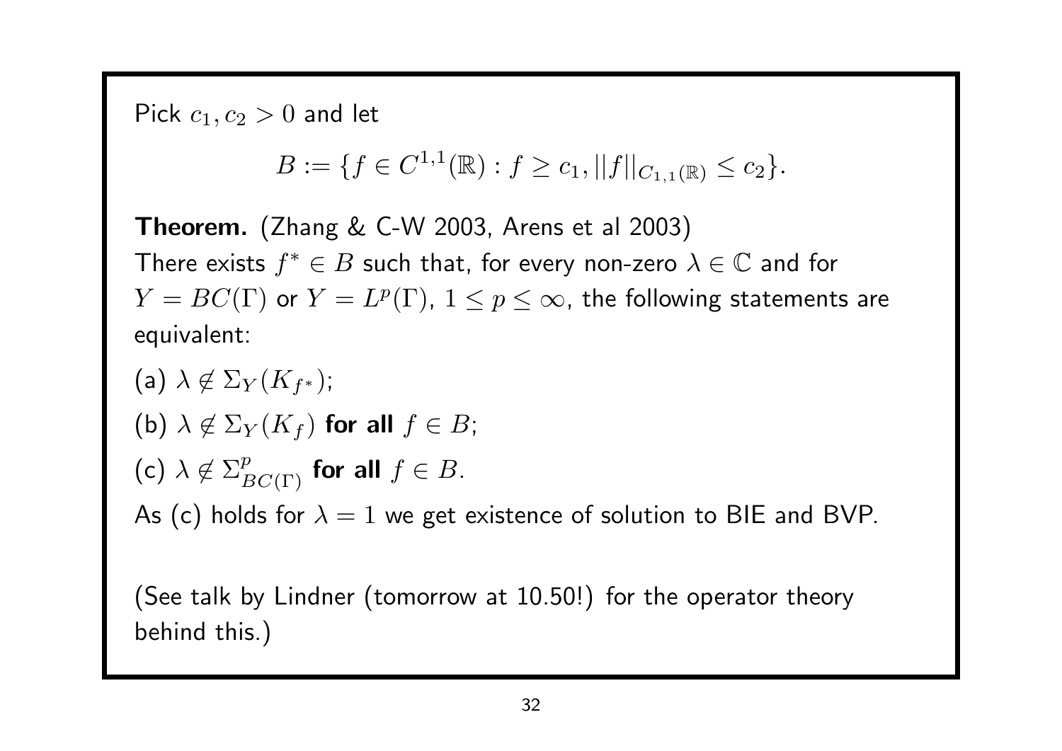Pick $c_1, c_2 > 0$ and let

$$B := \{f \in C^{1,1}(\mathbb{R}) : f \geq c_1, ||f||_{C_{1,1}(\mathbb{R})} \leq c_2\}.$$

**Theorem.** (Zhang & C-W 2003, Arens et al 2003)
There exists $f^* \in B$ such that, for every non-zero $\lambda \in \mathbb{C}$ and for $Y = BC(\Gamma)$ or $Y = L^p(\Gamma)$, $1 \leq p \leq \infty$, the following statements are equivalent:

(a) $\lambda \notin \Sigma_Y(K_{f^*})$;

(b) $\lambda \notin \Sigma_Y(K_f)$ **for all** $f \in B$;

(c) $\lambda \notin \Sigma^p_{BC(\Gamma)}$ **for all** $f \in B$.

As (c) holds for $\lambda = 1$ we get existence of solution to BIE and BVP.

(See talk by Lindner (tomorrow at 10.50!) for the operator theory behind this.)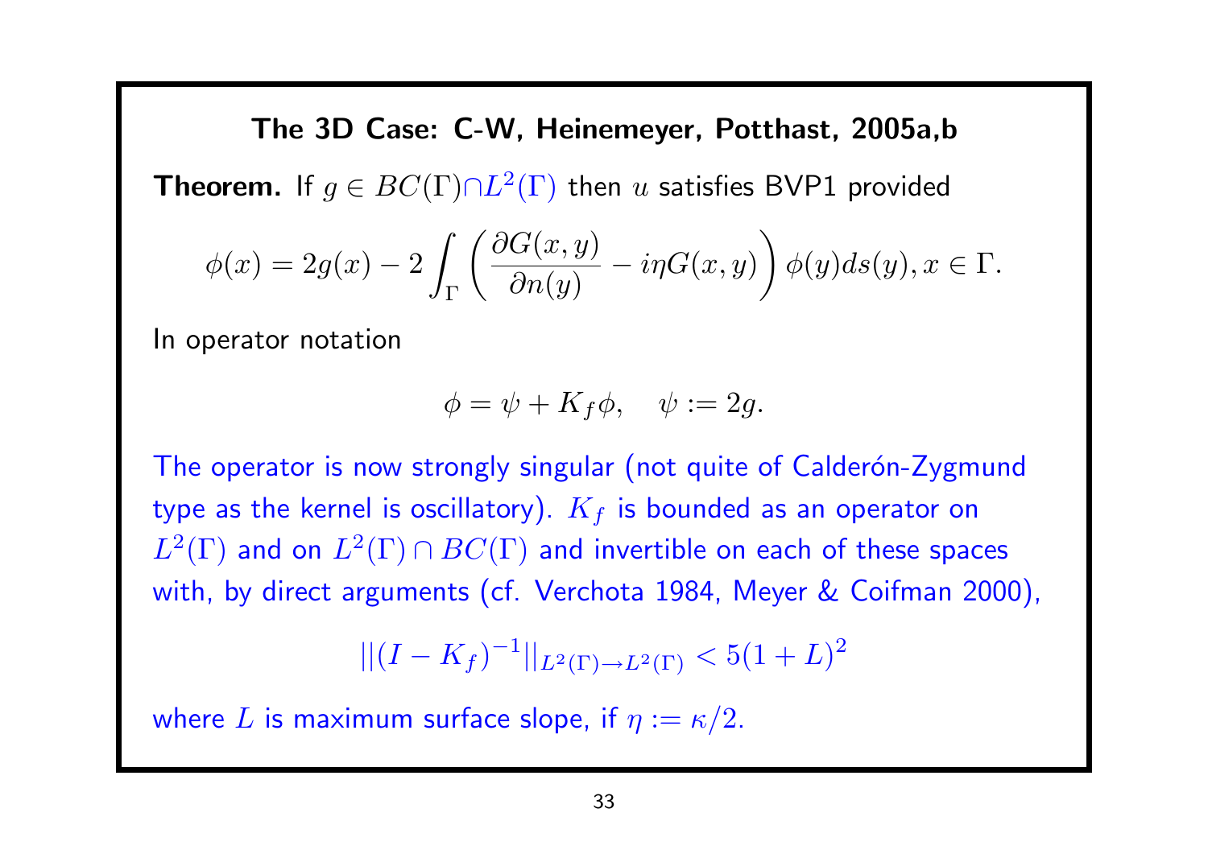## The 3D Case: C-W, Heinemeyer, Potthast, 2005a,b

**Theorem.** If $g \in BC(\Gamma) \cap L^2(\Gamma)$ then $u$ satisfies BVP1 provided

$$\phi(x) = 2g(x) - 2\int_\Gamma \left( \frac{\partial G(x,y)}{\partial n(y)} - i\eta G(x,y) \right) \phi(y) ds(y), x \in \Gamma.$$

In operator notation

$$\phi = \psi + K_f \phi, \quad \psi := 2g.$$

The operator is now strongly singular (not quite of Calderón-Zygmund type as the kernel is oscillatory). $K_f$ is bounded as an operator on $L^2(\Gamma)$ and on $L^2(\Gamma) \cap BC(\Gamma)$ and invertible on each of these spaces with, by direct arguments (cf. Verchota 1984, Meyer & Coifman 2000),

$$||(I - K_f)^{-1}||_{L^2(\Gamma) \to L^2(\Gamma)} < 5(1+L)^2$$

where $L$ is maximum surface slope, if $\eta := \kappa/2$.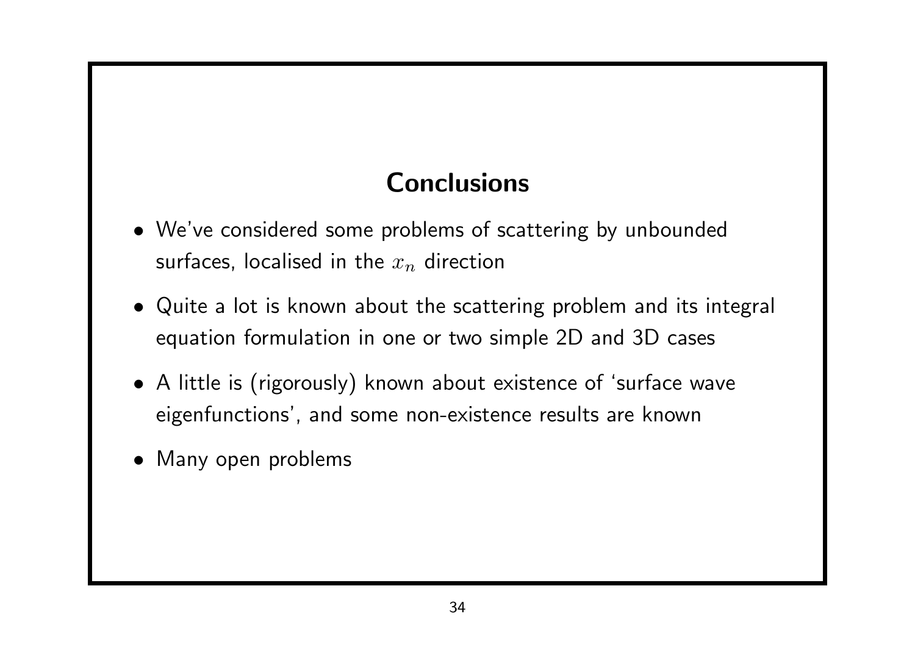## Conclusions

- We've considered some problems of scattering by unbounded surfaces, localised in the $x_n$ direction
- Quite a lot is known about the scattering problem and its integral equation formulation in one or two simple 2D and 3D cases
- A little is (rigorously) known about existence of 'surface wave eigenfunctions', and some non-existence results are known
- Many open problems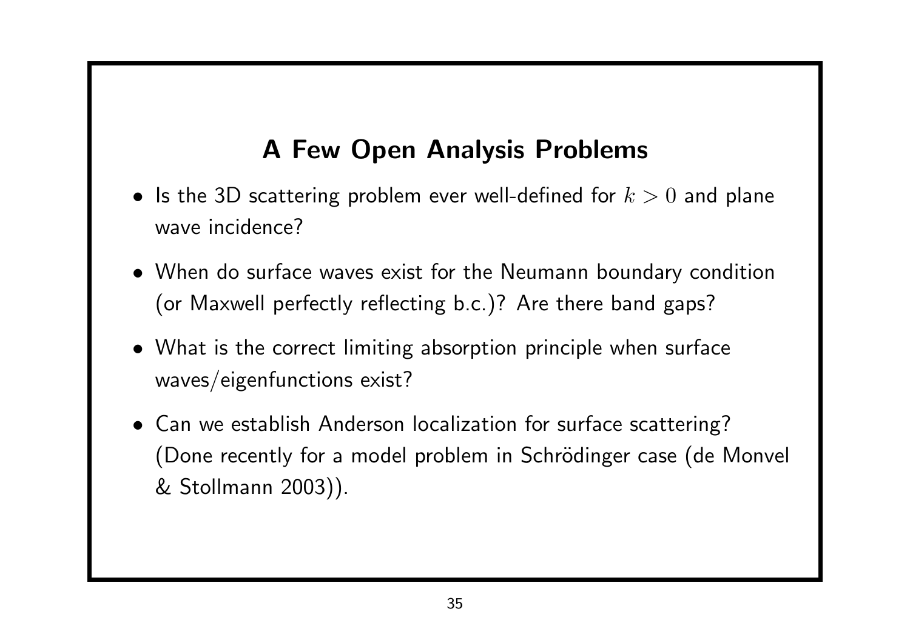## A Few Open Analysis Problems

- Is the 3D scattering problem ever well-defined for $k > 0$ and plane wave incidence?
- When do surface waves exist for the Neumann boundary condition (or Maxwell perfectly reflecting b.c.)? Are there band gaps?
- What is the correct limiting absorption principle when surface waves/eigenfunctions exist?
- Can we establish Anderson localization for surface scattering? (Done recently for a model problem in Schrödinger case (de Monvel & Stollmann 2003)).